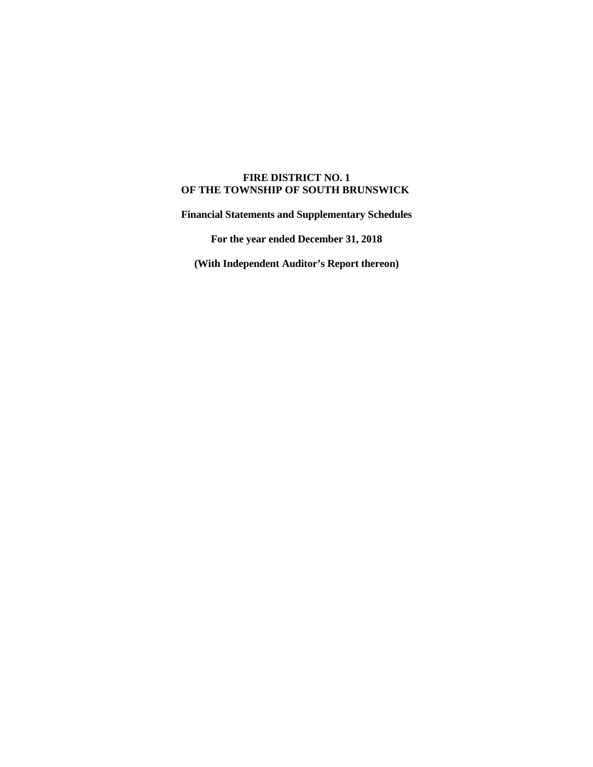# FIRE DISTRICT NO. 1
# OF THE TOWNSHIP OF SOUTH BRUNSWICK

**Financial Statements and Supplementary Schedules**

**For the year ended December 31, 2018**

**(With Independent Auditor's Report thereon)**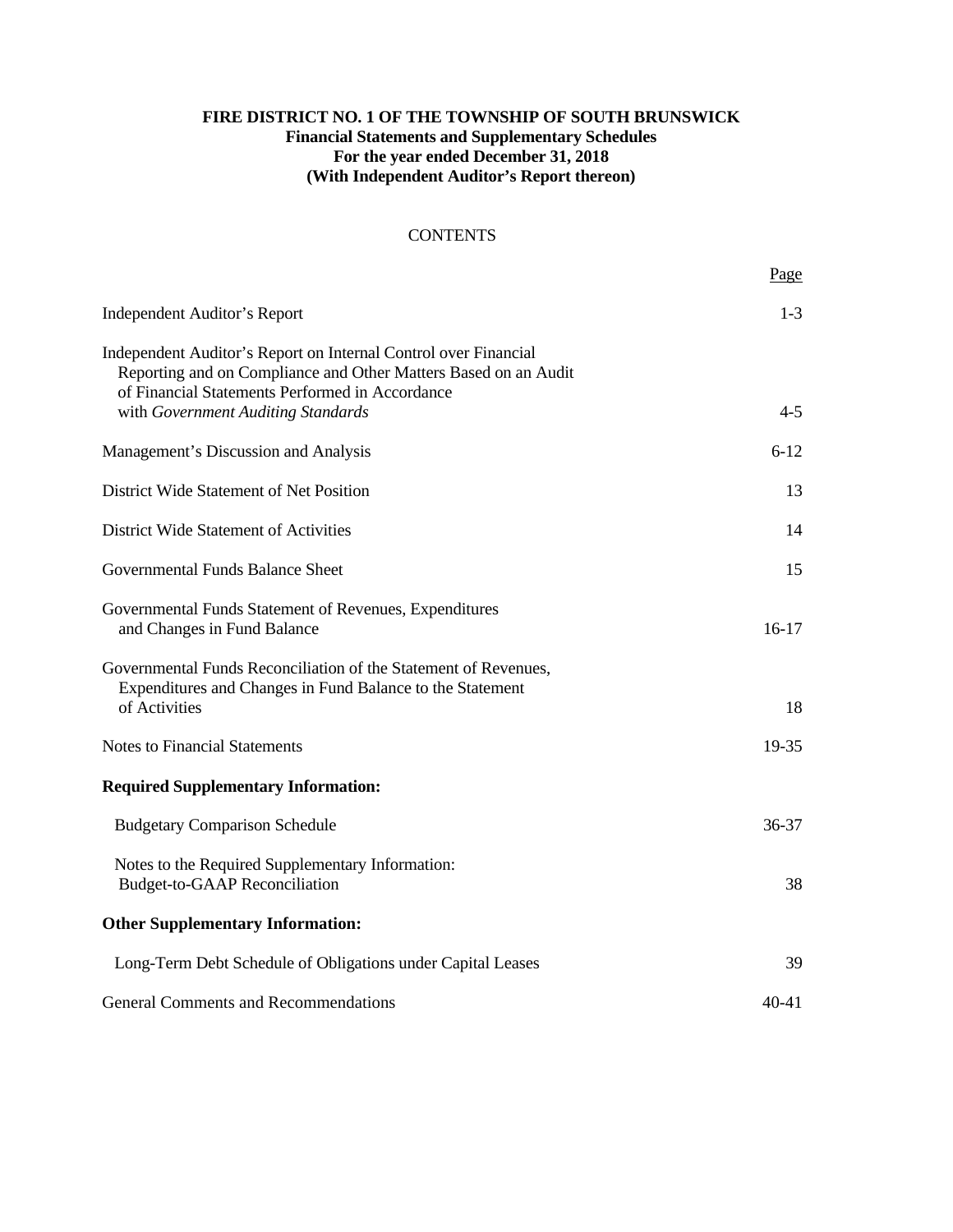**FIRE DISTRICT NO. 1 OF THE TOWNSHIP OF SOUTH BRUNSWICK**
**Financial Statements and Supplementary Schedules**
**For the year ended December 31, 2018**
**(With Independent Auditor's Report thereon)**

CONTENTS

| | Page |
|---|---|
| Independent Auditor's Report | 1-3 |
| Independent Auditor's Report on Internal Control over Financial Reporting and on Compliance and Other Matters Based on an Audit of Financial Statements Performed in Accordance with *Government Auditing Standards* | 4-5 |
| Management's Discussion and Analysis | 6-12 |
| District Wide Statement of Net Position | 13 |
| District Wide Statement of Activities | 14 |
| Governmental Funds Balance Sheet | 15 |
| Governmental Funds Statement of Revenues, Expenditures and Changes in Fund Balance | 16-17 |
| Governmental Funds Reconciliation of the Statement of Revenues, Expenditures and Changes in Fund Balance to the Statement of Activities | 18 |
| Notes to Financial Statements | 19-35 |
| **Required Supplementary Information:** | |
| Budgetary Comparison Schedule | 36-37 |
| Notes to the Required Supplementary Information: Budget-to-GAAP Reconciliation | 38 |
| **Other Supplementary Information:** | |
| Long-Term Debt Schedule of Obligations under Capital Leases | 39 |
| General Comments and Recommendations | 40-41 |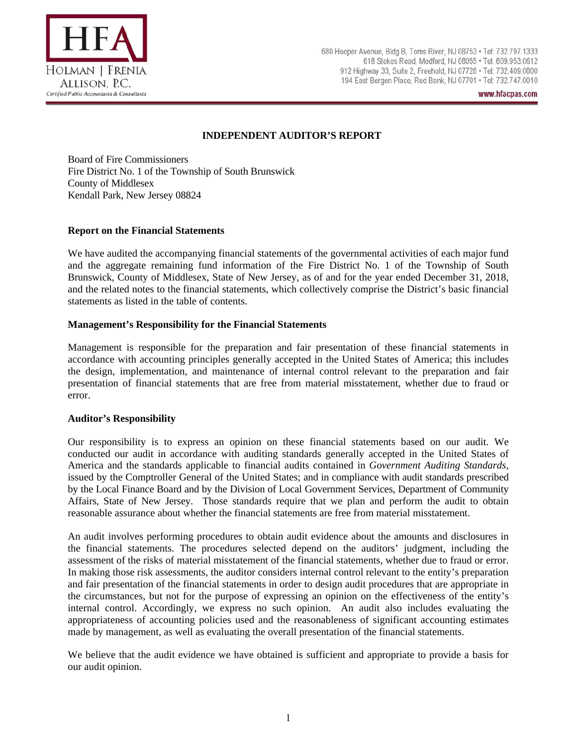HFA
HOLMAN | FRENIA
ALLISON, P.C.
*Certified Public Accountants & Consultants*

680 Hooper Avenue, Bldg B, Toms River, NJ 08753 • Tel: 732.797.1333
618 Stokes Road, Medford, NJ 08055 • Tel: 609.953.0612
912 Highway 33, Suite 2, Freehold, NJ 07728 • Tel: 732.409.0800
194 East Bergen Place, Red Bank, NJ 07701 • Tel: 732.747.0010
www.hfacpas.com

## INDEPENDENT AUDITOR'S REPORT

Board of Fire Commissioners
Fire District No. 1 of the Township of South Brunswick
County of Middlesex
Kendall Park, New Jersey 08824

### Report on the Financial Statements

We have audited the accompanying financial statements of the governmental activities of each major fund and the aggregate remaining fund information of the Fire District No. 1 of the Township of South Brunswick, County of Middlesex, State of New Jersey, as of and for the year ended December 31, 2018, and the related notes to the financial statements, which collectively comprise the District's basic financial statements as listed in the table of contents.

### Management's Responsibility for the Financial Statements

Management is responsible for the preparation and fair presentation of these financial statements in accordance with accounting principles generally accepted in the United States of America; this includes the design, implementation, and maintenance of internal control relevant to the preparation and fair presentation of financial statements that are free from material misstatement, whether due to fraud or error.

### Auditor's Responsibility

Our responsibility is to express an opinion on these financial statements based on our audit. We conducted our audit in accordance with auditing standards generally accepted in the United States of America and the standards applicable to financial audits contained in *Government Auditing Standards*, issued by the Comptroller General of the United States; and in compliance with audit standards prescribed by the Local Finance Board and by the Division of Local Government Services, Department of Community Affairs, State of New Jersey. Those standards require that we plan and perform the audit to obtain reasonable assurance about whether the financial statements are free from material misstatement.

An audit involves performing procedures to obtain audit evidence about the amounts and disclosures in the financial statements. The procedures selected depend on the auditors' judgment, including the assessment of the risks of material misstatement of the financial statements, whether due to fraud or error. In making those risk assessments, the auditor considers internal control relevant to the entity's preparation and fair presentation of the financial statements in order to design audit procedures that are appropriate in the circumstances, but not for the purpose of expressing an opinion on the effectiveness of the entity's internal control. Accordingly, we express no such opinion. An audit also includes evaluating the appropriateness of accounting policies used and the reasonableness of significant accounting estimates made by management, as well as evaluating the overall presentation of the financial statements.

We believe that the audit evidence we have obtained is sufficient and appropriate to provide a basis for our audit opinion.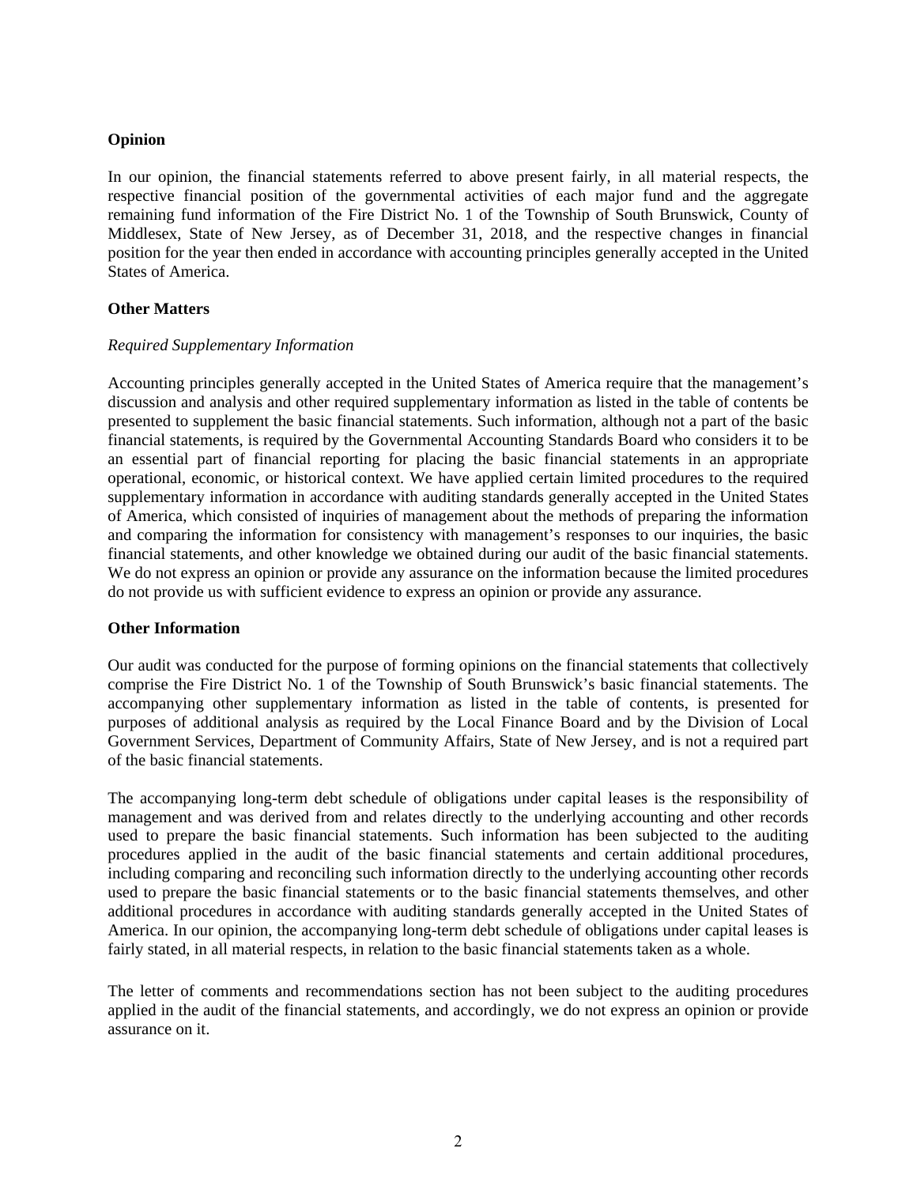**Opinion**

In our opinion, the financial statements referred to above present fairly, in all material respects, the respective financial position of the governmental activities of each major fund and the aggregate remaining fund information of the Fire District No. 1 of the Township of South Brunswick, County of Middlesex, State of New Jersey, as of December 31, 2018, and the respective changes in financial position for the year then ended in accordance with accounting principles generally accepted in the United States of America.

**Other Matters**

*Required Supplementary Information*

Accounting principles generally accepted in the United States of America require that the management's discussion and analysis and other required supplementary information as listed in the table of contents be presented to supplement the basic financial statements. Such information, although not a part of the basic financial statements, is required by the Governmental Accounting Standards Board who considers it to be an essential part of financial reporting for placing the basic financial statements in an appropriate operational, economic, or historical context. We have applied certain limited procedures to the required supplementary information in accordance with auditing standards generally accepted in the United States of America, which consisted of inquiries of management about the methods of preparing the information and comparing the information for consistency with management's responses to our inquiries, the basic financial statements, and other knowledge we obtained during our audit of the basic financial statements. We do not express an opinion or provide any assurance on the information because the limited procedures do not provide us with sufficient evidence to express an opinion or provide any assurance.

**Other Information**

Our audit was conducted for the purpose of forming opinions on the financial statements that collectively comprise the Fire District No. 1 of the Township of South Brunswick's basic financial statements. The accompanying other supplementary information as listed in the table of contents, is presented for purposes of additional analysis as required by the Local Finance Board and by the Division of Local Government Services, Department of Community Affairs, State of New Jersey, and is not a required part of the basic financial statements.

The accompanying long-term debt schedule of obligations under capital leases is the responsibility of management and was derived from and relates directly to the underlying accounting and other records used to prepare the basic financial statements. Such information has been subjected to the auditing procedures applied in the audit of the basic financial statements and certain additional procedures, including comparing and reconciling such information directly to the underlying accounting other records used to prepare the basic financial statements or to the basic financial statements themselves, and other additional procedures in accordance with auditing standards generally accepted in the United States of America. In our opinion, the accompanying long-term debt schedule of obligations under capital leases is fairly stated, in all material respects, in relation to the basic financial statements taken as a whole.

The letter of comments and recommendations section has not been subject to the auditing procedures applied in the audit of the financial statements, and accordingly, we do not express an opinion or provide assurance on it.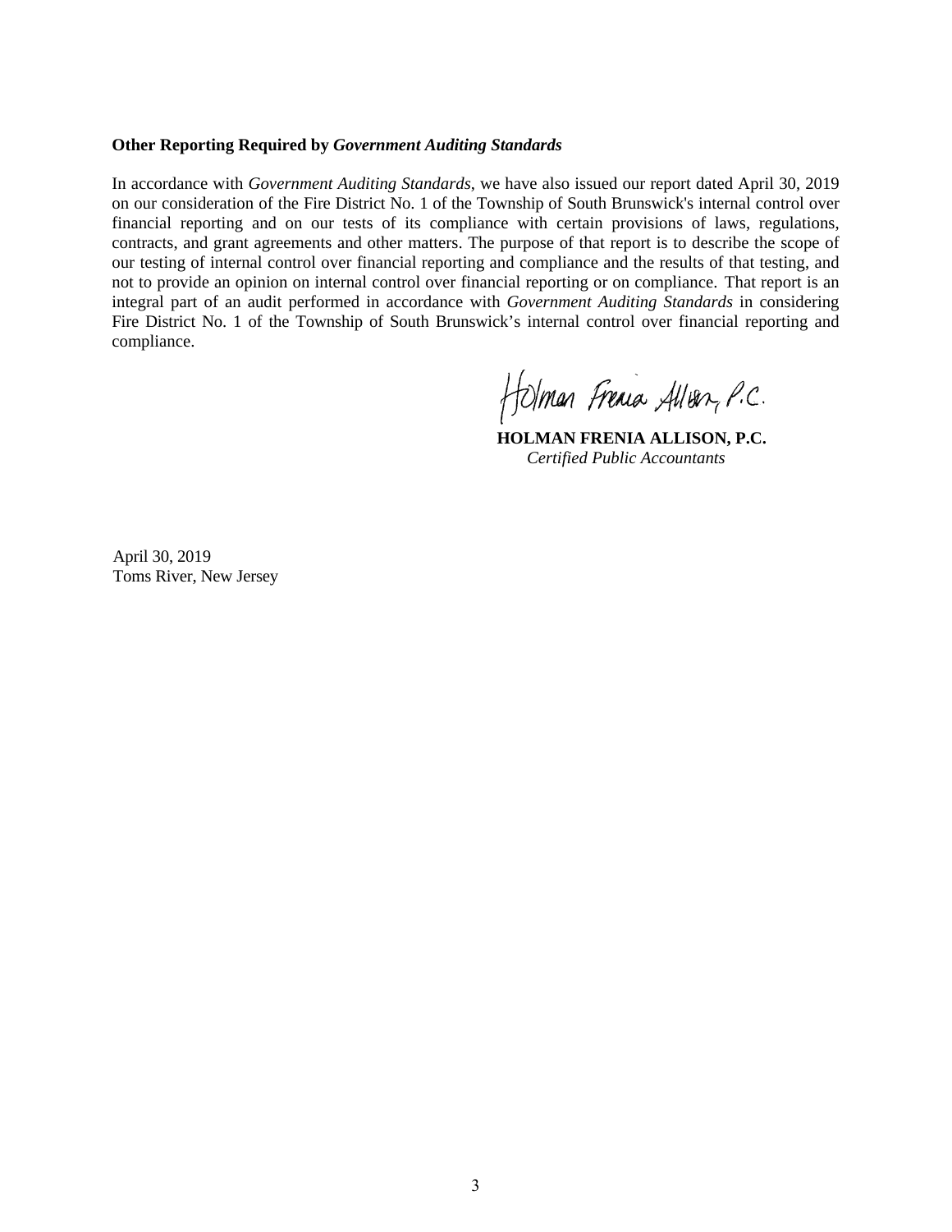**Other Reporting Required by *Government Auditing Standards***

In accordance with *Government Auditing Standards*, we have also issued our report dated April 30, 2019 on our consideration of the Fire District No. 1 of the Township of South Brunswick's internal control over financial reporting and on our tests of its compliance with certain provisions of laws, regulations, contracts, and grant agreements and other matters. The purpose of that report is to describe the scope of our testing of internal control over financial reporting and compliance and the results of that testing, and not to provide an opinion on internal control over financial reporting or on compliance. That report is an integral part of an audit performed in accordance with *Government Auditing Standards* in considering Fire District No. 1 of the Township of South Brunswick's internal control over financial reporting and compliance.

Holman Frenia Allison, P.C.

**HOLMAN FRENIA ALLISON, P.C.**
*Certified Public Accountants*

April 30, 2019
Toms River, New Jersey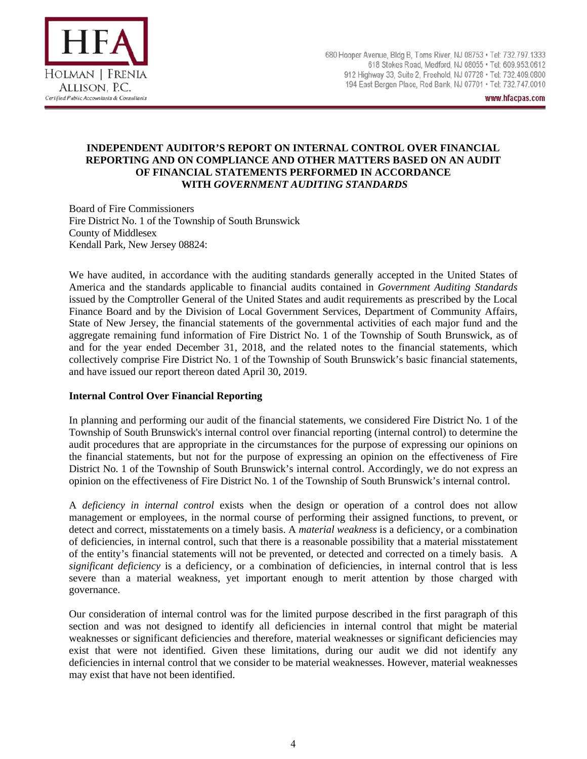HFA
HOLMAN | FRENIA
ALLISON, P.C.
*Certified Public Accountants & Consultants*

680 Hooper Avenue, Bldg B, Toms River, NJ 08753 • Tel: 732.797.1333
618 Stokes Road, Medford, NJ 08055 • Tel: 609.953.0612
912 Highway 33, Suite 2, Freehold, NJ 07728 • Tel: 732.409.0800
194 East Bergen Place, Red Bank, NJ 07701 • Tel: 732.747.0010
www.hfacpas.com

## INDEPENDENT AUDITOR'S REPORT ON INTERNAL CONTROL OVER FINANCIAL REPORTING AND ON COMPLIANCE AND OTHER MATTERS BASED ON AN AUDIT OF FINANCIAL STATEMENTS PERFORMED IN ACCORDANCE WITH *GOVERNMENT AUDITING STANDARDS*

Board of Fire Commissioners
Fire District No. 1 of the Township of South Brunswick
County of Middlesex
Kendall Park, New Jersey 08824:

We have audited, in accordance with the auditing standards generally accepted in the United States of America and the standards applicable to financial audits contained in *Government Auditing Standards* issued by the Comptroller General of the United States and audit requirements as prescribed by the Local Finance Board and by the Division of Local Government Services, Department of Community Affairs, State of New Jersey, the financial statements of the governmental activities of each major fund and the aggregate remaining fund information of Fire District No. 1 of the Township of South Brunswick, as of and for the year ended December 31, 2018, and the related notes to the financial statements, which collectively comprise Fire District No. 1 of the Township of South Brunswick's basic financial statements, and have issued our report thereon dated April 30, 2019.

**Internal Control Over Financial Reporting**

In planning and performing our audit of the financial statements, we considered Fire District No. 1 of the Township of South Brunswick's internal control over financial reporting (internal control) to determine the audit procedures that are appropriate in the circumstances for the purpose of expressing our opinions on the financial statements, but not for the purpose of expressing an opinion on the effectiveness of Fire District No. 1 of the Township of South Brunswick's internal control. Accordingly, we do not express an opinion on the effectiveness of Fire District No. 1 of the Township of South Brunswick's internal control.

A *deficiency in internal control* exists when the design or operation of a control does not allow management or employees, in the normal course of performing their assigned functions, to prevent, or detect and correct, misstatements on a timely basis. A *material weakness* is a deficiency, or a combination of deficiencies, in internal control, such that there is a reasonable possibility that a material misstatement of the entity's financial statements will not be prevented, or detected and corrected on a timely basis. A *significant deficiency* is a deficiency, or a combination of deficiencies, in internal control that is less severe than a material weakness, yet important enough to merit attention by those charged with governance.

Our consideration of internal control was for the limited purpose described in the first paragraph of this section and was not designed to identify all deficiencies in internal control that might be material weaknesses or significant deficiencies and therefore, material weaknesses or significant deficiencies may exist that were not identified. Given these limitations, during our audit we did not identify any deficiencies in internal control that we consider to be material weaknesses. However, material weaknesses may exist that have not been identified.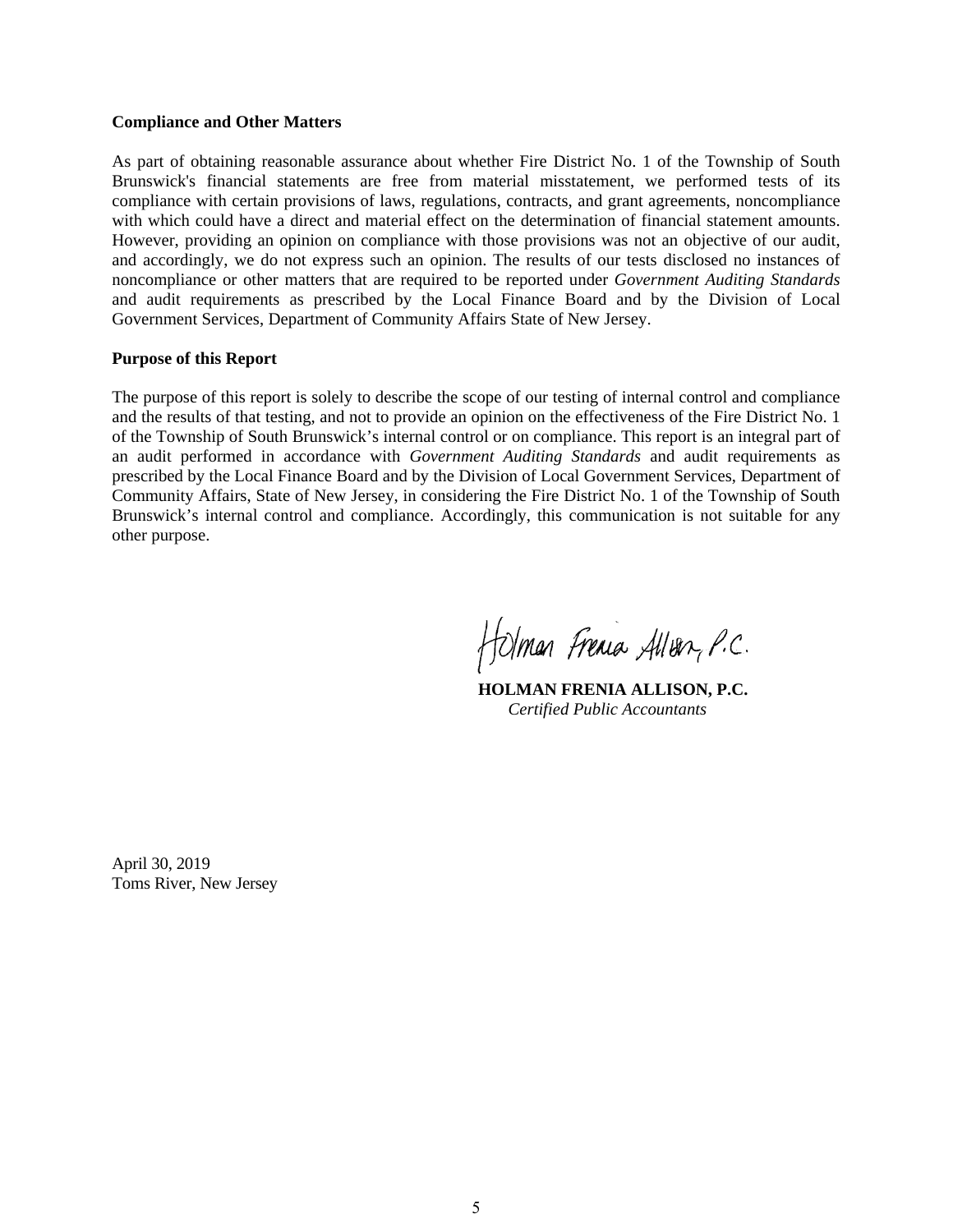**Compliance and Other Matters**

As part of obtaining reasonable assurance about whether Fire District No. 1 of the Township of South Brunswick's financial statements are free from material misstatement, we performed tests of its compliance with certain provisions of laws, regulations, contracts, and grant agreements, noncompliance with which could have a direct and material effect on the determination of financial statement amounts. However, providing an opinion on compliance with those provisions was not an objective of our audit, and accordingly, we do not express such an opinion. The results of our tests disclosed no instances of noncompliance or other matters that are required to be reported under *Government Auditing Standards* and audit requirements as prescribed by the Local Finance Board and by the Division of Local Government Services, Department of Community Affairs State of New Jersey.

**Purpose of this Report**

The purpose of this report is solely to describe the scope of our testing of internal control and compliance and the results of that testing, and not to provide an opinion on the effectiveness of the Fire District No. 1 of the Township of South Brunswick's internal control or on compliance. This report is an integral part of an audit performed in accordance with *Government Auditing Standards* and audit requirements as prescribed by the Local Finance Board and by the Division of Local Government Services, Department of Community Affairs, State of New Jersey, in considering the Fire District No. 1 of the Township of South Brunswick's internal control and compliance. Accordingly, this communication is not suitable for any other purpose.

Holman Frenia Allison, P.C.

**HOLMAN FRENIA ALLISON, P.C.**
*Certified Public Accountants*

April 30, 2019
Toms River, New Jersey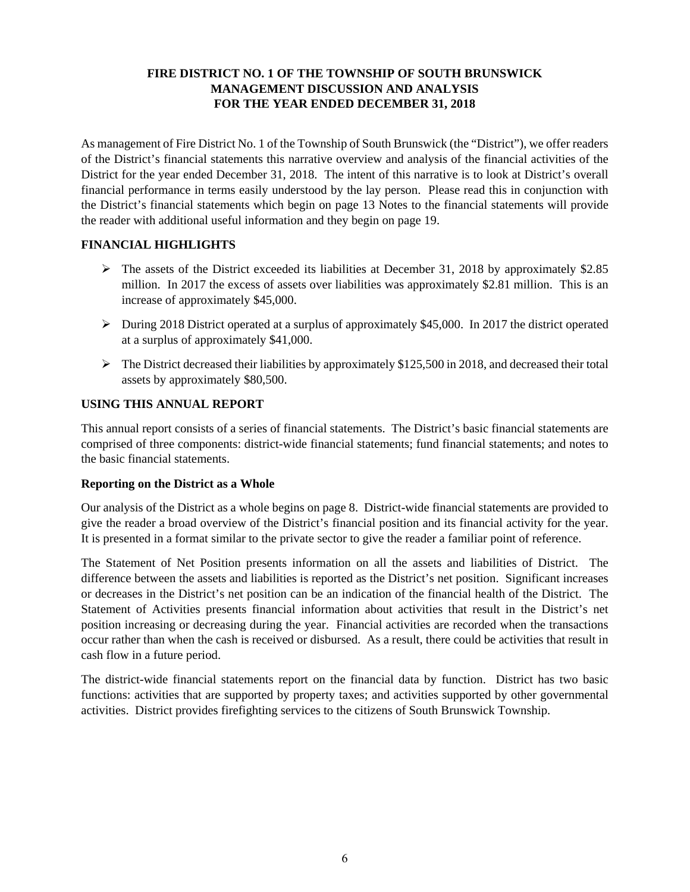**FIRE DISTRICT NO. 1 OF THE TOWNSHIP OF SOUTH BRUNSWICK**
**MANAGEMENT DISCUSSION AND ANALYSIS**
**FOR THE YEAR ENDED DECEMBER 31, 2018**

As management of Fire District No. 1 of the Township of South Brunswick (the "District"), we offer readers of the District's financial statements this narrative overview and analysis of the financial activities of the District for the year ended December 31, 2018. The intent of this narrative is to look at District's overall financial performance in terms easily understood by the lay person. Please read this in conjunction with the District's financial statements which begin on page 13 Notes to the financial statements will provide the reader with additional useful information and they begin on page 19.

## FINANCIAL HIGHLIGHTS

- The assets of the District exceeded its liabilities at December 31, 2018 by approximately $2.85 million. In 2017 the excess of assets over liabilities was approximately $2.81 million. This is an increase of approximately $45,000.
- During 2018 District operated at a surplus of approximately $45,000. In 2017 the district operated at a surplus of approximately $41,000.
- The District decreased their liabilities by approximately $125,500 in 2018, and decreased their total assets by approximately $80,500.

## USING THIS ANNUAL REPORT

This annual report consists of a series of financial statements. The District's basic financial statements are comprised of three components: district-wide financial statements; fund financial statements; and notes to the basic financial statements.

### Reporting on the District as a Whole

Our analysis of the District as a whole begins on page 8. District-wide financial statements are provided to give the reader a broad overview of the District's financial position and its financial activity for the year. It is presented in a format similar to the private sector to give the reader a familiar point of reference.

The Statement of Net Position presents information on all the assets and liabilities of District. The difference between the assets and liabilities is reported as the District's net position. Significant increases or decreases in the District's net position can be an indication of the financial health of the District. The Statement of Activities presents financial information about activities that result in the District's net position increasing or decreasing during the year. Financial activities are recorded when the transactions occur rather than when the cash is received or disbursed. As a result, there could be activities that result in cash flow in a future period.

The district-wide financial statements report on the financial data by function. District has two basic functions: activities that are supported by property taxes; and activities supported by other governmental activities. District provides firefighting services to the citizens of South Brunswick Township.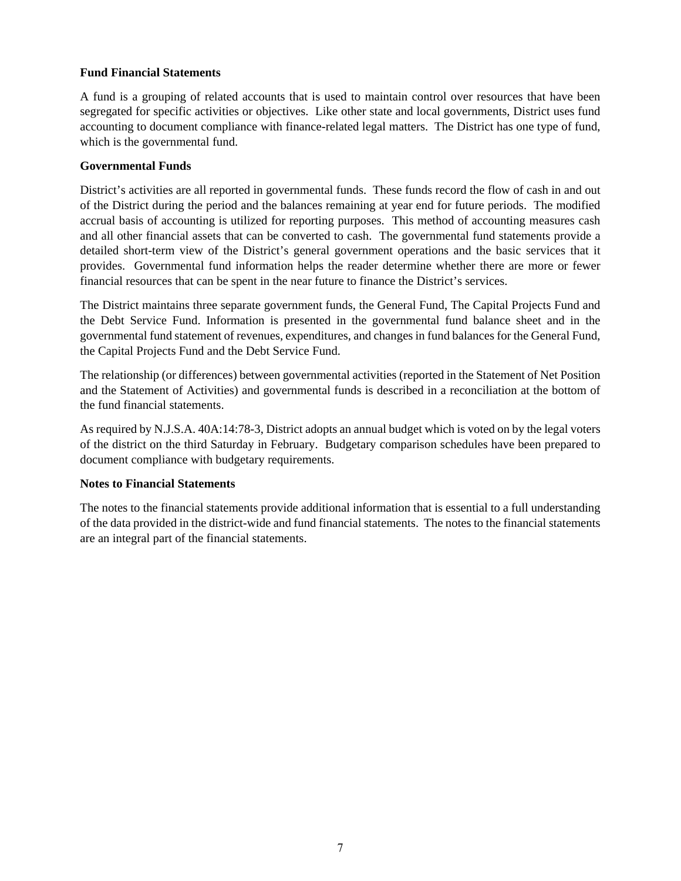**Fund Financial Statements**

A fund is a grouping of related accounts that is used to maintain control over resources that have been segregated for specific activities or objectives. Like other state and local governments, District uses fund accounting to document compliance with finance-related legal matters. The District has one type of fund, which is the governmental fund.

**Governmental Funds**

District's activities are all reported in governmental funds. These funds record the flow of cash in and out of the District during the period and the balances remaining at year end for future periods. The modified accrual basis of accounting is utilized for reporting purposes. This method of accounting measures cash and all other financial assets that can be converted to cash. The governmental fund statements provide a detailed short-term view of the District's general government operations and the basic services that it provides. Governmental fund information helps the reader determine whether there are more or fewer financial resources that can be spent in the near future to finance the District's services.

The District maintains three separate government funds, the General Fund, The Capital Projects Fund and the Debt Service Fund. Information is presented in the governmental fund balance sheet and in the governmental fund statement of revenues, expenditures, and changes in fund balances for the General Fund, the Capital Projects Fund and the Debt Service Fund.

The relationship (or differences) between governmental activities (reported in the Statement of Net Position and the Statement of Activities) and governmental funds is described in a reconciliation at the bottom of the fund financial statements.

As required by N.J.S.A. 40A:14:78-3, District adopts an annual budget which is voted on by the legal voters of the district on the third Saturday in February. Budgetary comparison schedules have been prepared to document compliance with budgetary requirements.

**Notes to Financial Statements**

The notes to the financial statements provide additional information that is essential to a full understanding of the data provided in the district-wide and fund financial statements. The notes to the financial statements are an integral part of the financial statements.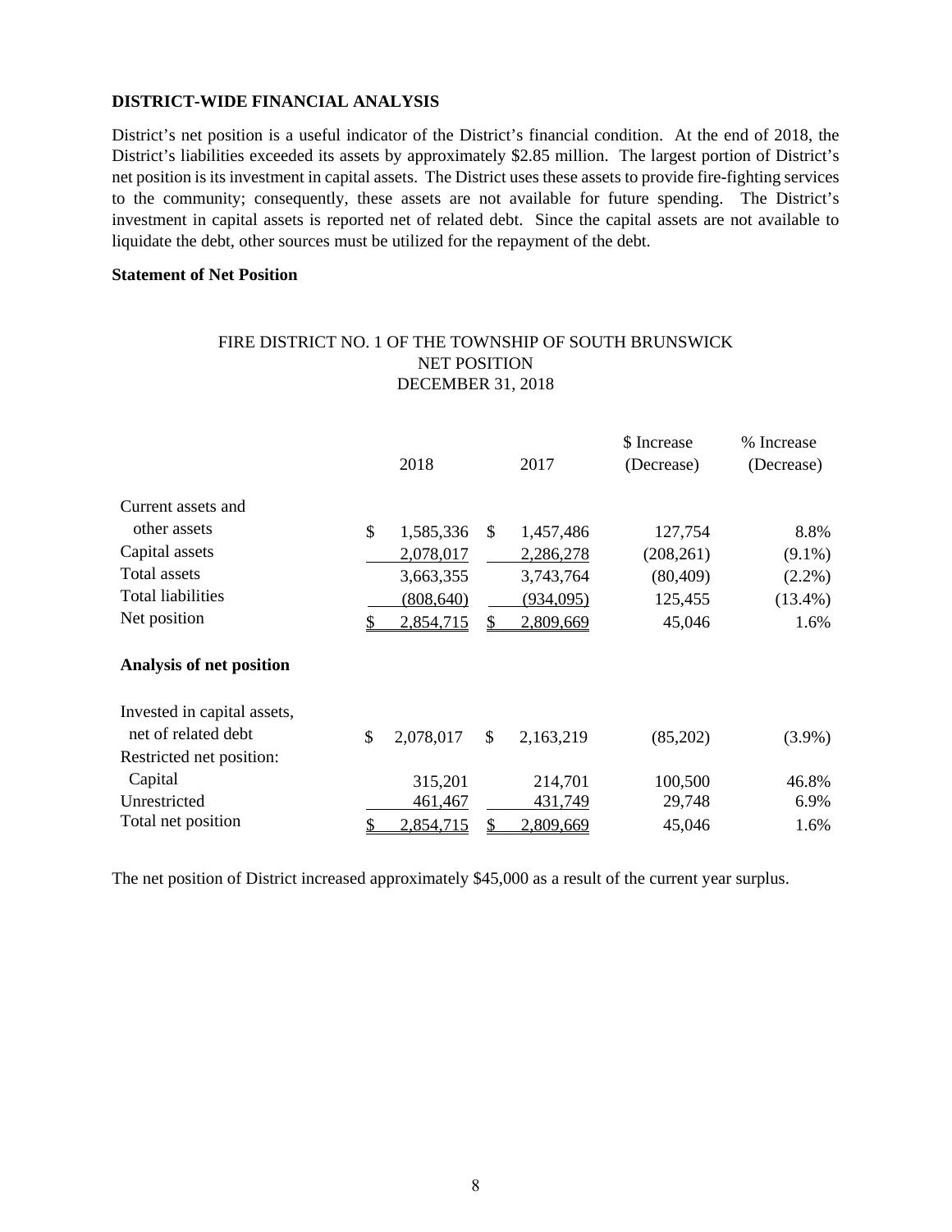**DISTRICT-WIDE FINANCIAL ANALYSIS**

District's net position is a useful indicator of the District's financial condition. At the end of 2018, the District's liabilities exceeded its assets by approximately $2.85 million. The largest portion of District's net position is its investment in capital assets. The District uses these assets to provide fire-fighting services to the community; consequently, these assets are not available for future spending. The District's investment in capital assets is reported net of related debt. Since the capital assets are not available to liquidate the debt, other sources must be utilized for the repayment of the debt.

**Statement of Net Position**

FIRE DISTRICT NO. 1 OF THE TOWNSHIP OF SOUTH BRUNSWICK
NET POSITION
DECEMBER 31, 2018

| | 2018 | 2017 | $ Increase (Decrease) | % Increase (Decrease) |
|---|---|---|---|---|
| Current assets and other assets | $ 1,585,336 | $ 1,457,486 | 127,754 | 8.8% |
| Capital assets | 2,078,017 | 2,286,278 | (208,261) | (9.1%) |
| Total assets | 3,663,355 | 3,743,764 | (80,409) | (2.2%) |
| Total liabilities | (808,640) | (934,095) | 125,455 | (13.4%) |
| Net position | $ 2,854,715 | $ 2,809,669 | 45,046 | 1.6% |
| **Analysis of net position** | | | | |
| Invested in capital assets, net of related debt | $ 2,078,017 | $ 2,163,219 | (85,202) | (3.9%) |
| Restricted net position: | | | | |
| Capital | 315,201 | 214,701 | 100,500 | 46.8% |
| Unrestricted | 461,467 | 431,749 | 29,748 | 6.9% |
| Total net position | $ 2,854,715 | $ 2,809,669 | 45,046 | 1.6% |

The net position of District increased approximately $45,000 as a result of the current year surplus.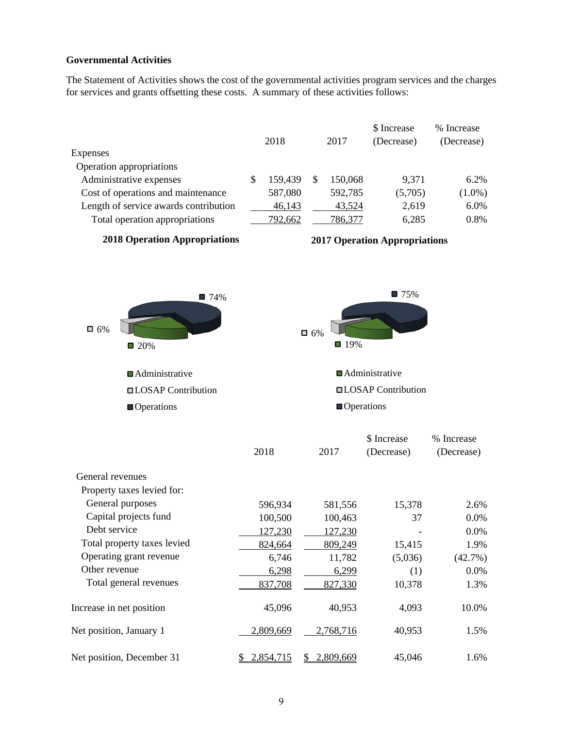### Governmental Activities

The Statement of Activities shows the cost of the governmental activities program services and the charges for services and grants offsetting these costs. A summary of these activities follows:

| | 2018 | 2017 | \$ Increase (Decrease) | % Increase (Decrease) |
|---|---|---|---|---|
| Expenses | | | | |
| Operation appropriations | | | | |
| Administrative expenses | \$ 159,439 | \$ 150,068 | 9,371 | 6.2% |
| Cost of operations and maintenance | 587,080 | 592,785 | (5,705) | (1.0%) |
| Length of service awards contribution | 46,143 | 43,524 | 2,619 | 6.0% |
| Total operation appropriations | 792,662 | 786,377 | 6,285 | 0.8% |

**2018 Operation Appropriations**

- Administrative: 20%
- LOSAP Contribution: 6%
- Operations: 74%

**2017 Operation Appropriations**

- Administrative: 19%
- LOSAP Contribution: 6%
- Operations: 75%

| | 2018 | 2017 | \$ Increase (Decrease) | % Increase (Decrease) |
|---|---|---|---|---|
| General revenues | | | | |
| Property taxes levied for: | | | | |
| General purposes | 596,934 | 581,556 | 15,378 | 2.6% |
| Capital projects fund | 100,500 | 100,463 | 37 | 0.0% |
| Debt service | 127,230 | 127,230 | - | 0.0% |
| Total property taxes levied | 824,664 | 809,249 | 15,415 | 1.9% |
| Operating grant revenue | 6,746 | 11,782 | (5,036) | (42.7%) |
| Other revenue | 6,298 | 6,299 | (1) | 0.0% |
| Total general revenues | 837,708 | 827,330 | 10,378 | 1.3% |
| Increase in net position | 45,096 | 40,953 | 4,093 | 10.0% |
| Net position, January 1 | 2,809,669 | 2,768,716 | 40,953 | 1.5% |
| Net position, December 31 | \$ 2,854,715 | \$ 2,809,669 | 45,046 | 1.6% |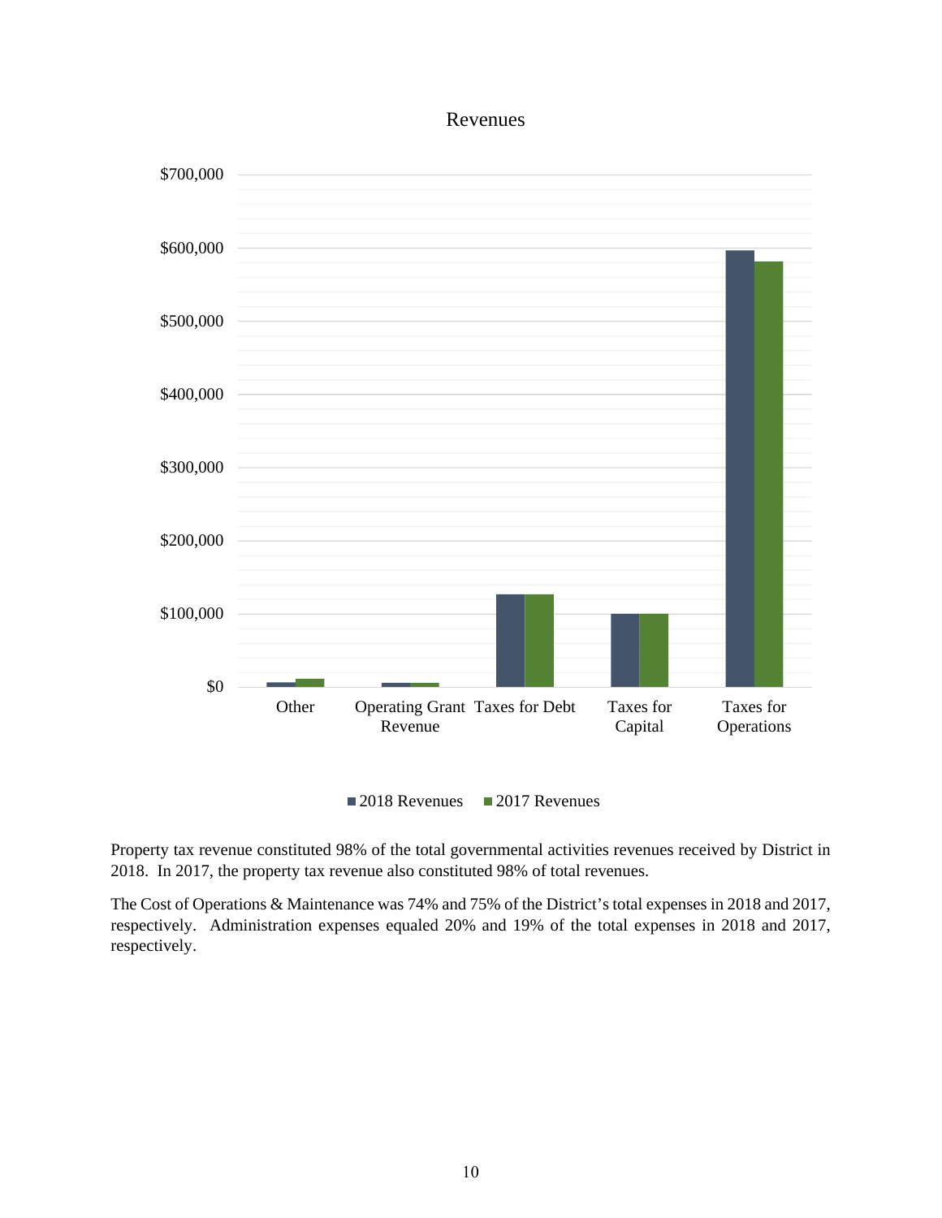Revenues

Property tax revenue constituted 98% of the total governmental activities revenues received by District in 2018. In 2017, the property tax revenue also constituted 98% of total revenues.

The Cost of Operations & Maintenance was 74% and 75% of the District's total expenses in 2018 and 2017, respectively. Administration expenses equaled 20% and 19% of the total expenses in 2018 and 2017, respectively.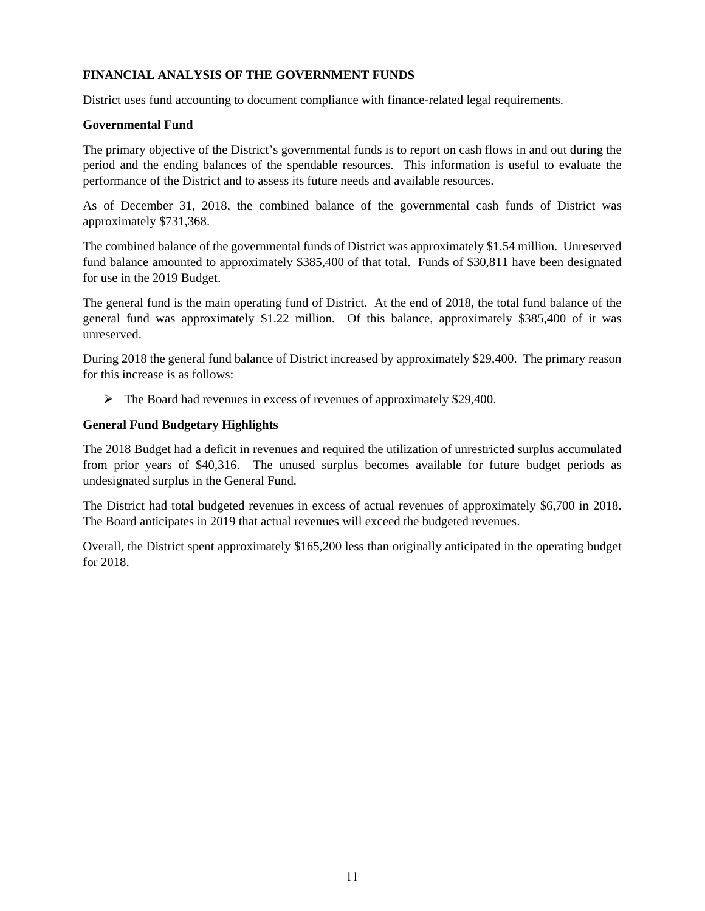**FINANCIAL ANALYSIS OF THE GOVERNMENT FUNDS**

District uses fund accounting to document compliance with finance-related legal requirements.

**Governmental Fund**

The primary objective of the District's governmental funds is to report on cash flows in and out during the period and the ending balances of the spendable resources. This information is useful to evaluate the performance of the District and to assess its future needs and available resources.

As of December 31, 2018, the combined balance of the governmental cash funds of District was approximately $731,368.

The combined balance of the governmental funds of District was approximately $1.54 million. Unreserved fund balance amounted to approximately $385,400 of that total. Funds of $30,811 have been designated for use in the 2019 Budget.

The general fund is the main operating fund of District. At the end of 2018, the total fund balance of the general fund was approximately $1.22 million. Of this balance, approximately $385,400 of it was unreserved.

During 2018 the general fund balance of District increased by approximately $29,400. The primary reason for this increase is as follows:

- The Board had revenues in excess of revenues of approximately $29,400.

**General Fund Budgetary Highlights**

The 2018 Budget had a deficit in revenues and required the utilization of unrestricted surplus accumulated from prior years of $40,316. The unused surplus becomes available for future budget periods as undesignated surplus in the General Fund.

The District had total budgeted revenues in excess of actual revenues of approximately $6,700 in 2018. The Board anticipates in 2019 that actual revenues will exceed the budgeted revenues.

Overall, the District spent approximately $165,200 less than originally anticipated in the operating budget for 2018.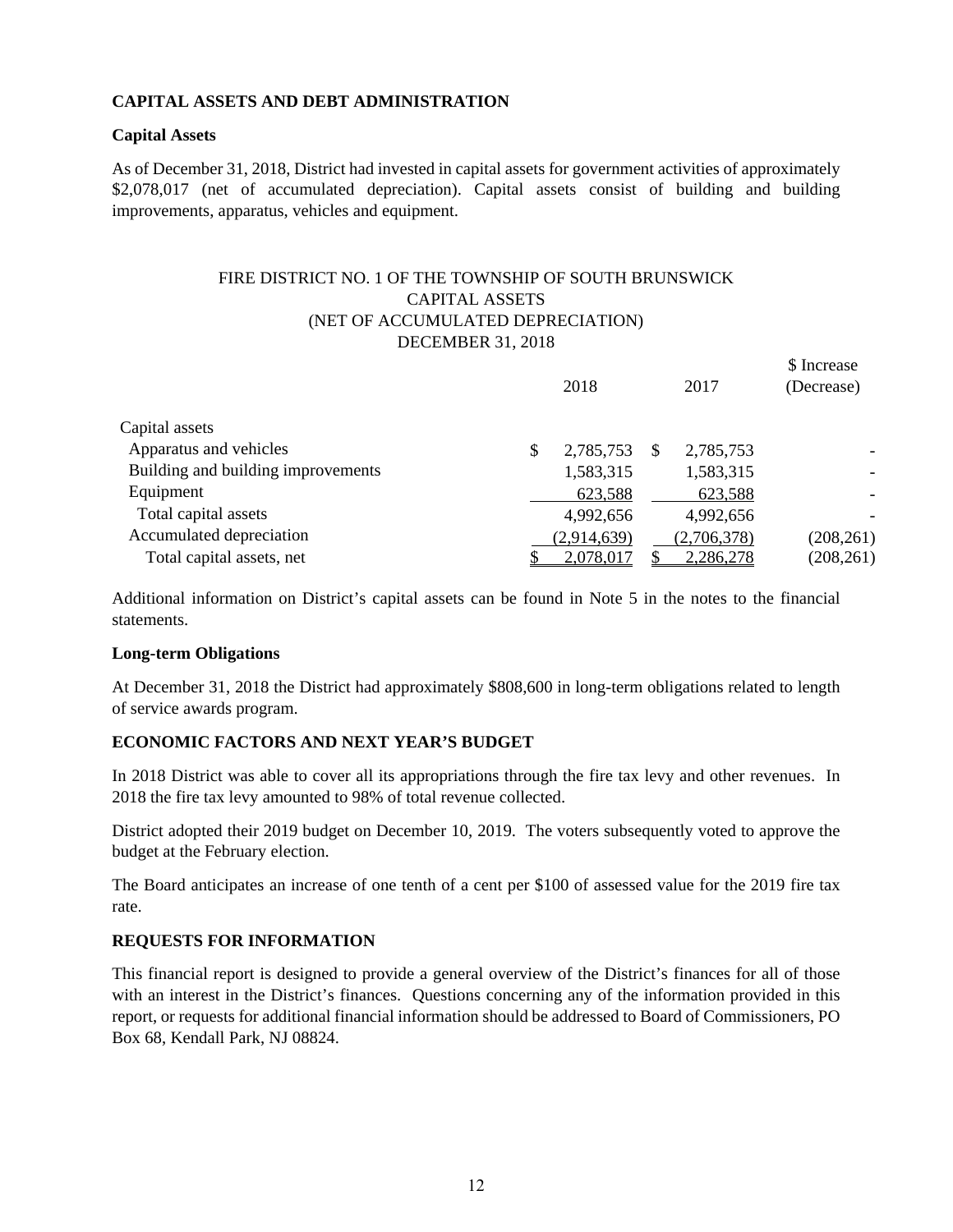## CAPITAL ASSETS AND DEBT ADMINISTRATION

### Capital Assets

As of December 31, 2018, District had invested in capital assets for government activities of approximately $2,078,017 (net of accumulated depreciation). Capital assets consist of building and building improvements, apparatus, vehicles and equipment.

FIRE DISTRICT NO. 1 OF THE TOWNSHIP OF SOUTH BRUNSWICK
CAPITAL ASSETS
(NET OF ACCUMULATED DEPRECIATION)
DECEMBER 31, 2018

| | 2018 | 2017 | $ Increase (Decrease) |
|---|---|---|---|
| Capital assets | | | |
| Apparatus and vehicles | $ 2,785,753 | $ 2,785,753 | - |
| Building and building improvements | 1,583,315 | 1,583,315 | - |
| Equipment | 623,588 | 623,588 | - |
| Total capital assets | 4,992,656 | 4,992,656 | - |
| Accumulated depreciation | (2,914,639) | (2,706,378) | (208,261) |
| Total capital assets, net | $ 2,078,017 | $ 2,286,278 | (208,261) |

Additional information on District's capital assets can be found in Note 5 in the notes to the financial statements.

### Long-term Obligations

At December 31, 2018 the District had approximately $808,600 in long-term obligations related to length of service awards program.

## ECONOMIC FACTORS AND NEXT YEAR'S BUDGET

In 2018 District was able to cover all its appropriations through the fire tax levy and other revenues. In 2018 the fire tax levy amounted to 98% of total revenue collected.

District adopted their 2019 budget on December 10, 2019. The voters subsequently voted to approve the budget at the February election.

The Board anticipates an increase of one tenth of a cent per $100 of assessed value for the 2019 fire tax rate.

## REQUESTS FOR INFORMATION

This financial report is designed to provide a general overview of the District's finances for all of those with an interest in the District's finances. Questions concerning any of the information provided in this report, or requests for additional financial information should be addressed to Board of Commissioners, PO Box 68, Kendall Park, NJ 08824.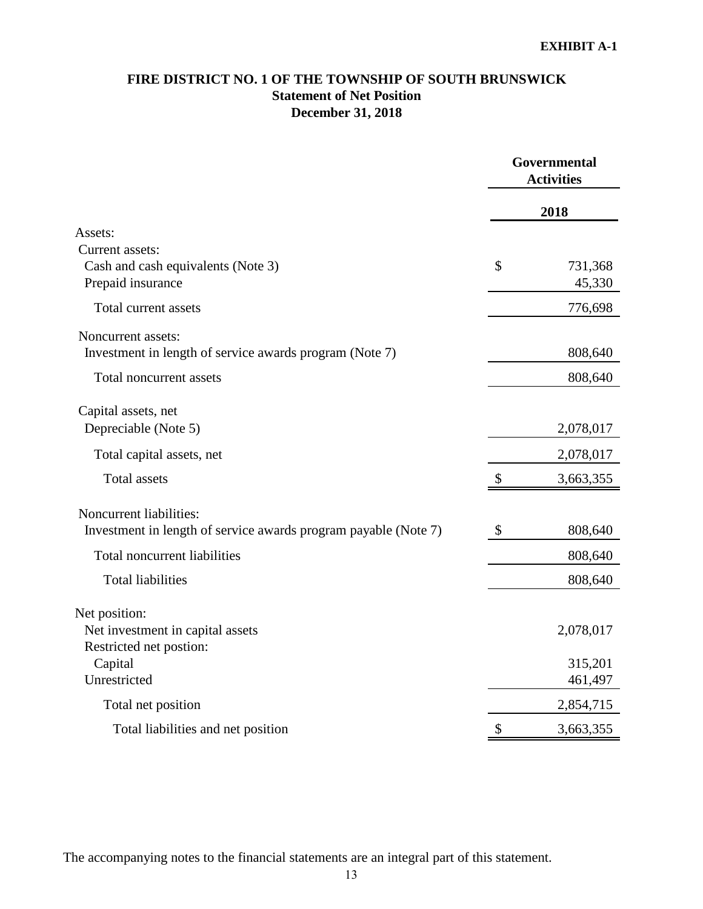**EXHIBIT A-1**

# FIRE DISTRICT NO. 1 OF THE TOWNSHIP OF SOUTH BRUNSWICK
## Statement of Net Position
## December 31, 2018

| | Governmental Activities |
|---|---|
| | 2018 |
| Assets: | |
| Current assets: | |
| Cash and cash equivalents (Note 3) | $ 731,368 |
| Prepaid insurance | 45,330 |
| Total current assets | 776,698 |
| Noncurrent assets: | |
| Investment in length of service awards program (Note 7) | 808,640 |
| Total noncurrent assets | 808,640 |
| Capital assets, net | |
| Depreciable (Note 5) | 2,078,017 |
| Total capital assets, net | 2,078,017 |
| Total assets | $ 3,663,355 |
| Noncurrent liabilities: | |
| Investment in length of service awards program payable (Note 7) | $ 808,640 |
| Total noncurrent liabilities | 808,640 |
| Total liabilities | 808,640 |
| Net position: | |
| Net investment in capital assets | 2,078,017 |
| Restricted net postion: | |
| Capital | 315,201 |
| Unrestricted | 461,497 |
| Total net position | 2,854,715 |
| Total liabilities and net position | $ 3,663,355 |

The accompanying notes to the financial statements are an integral part of this statement.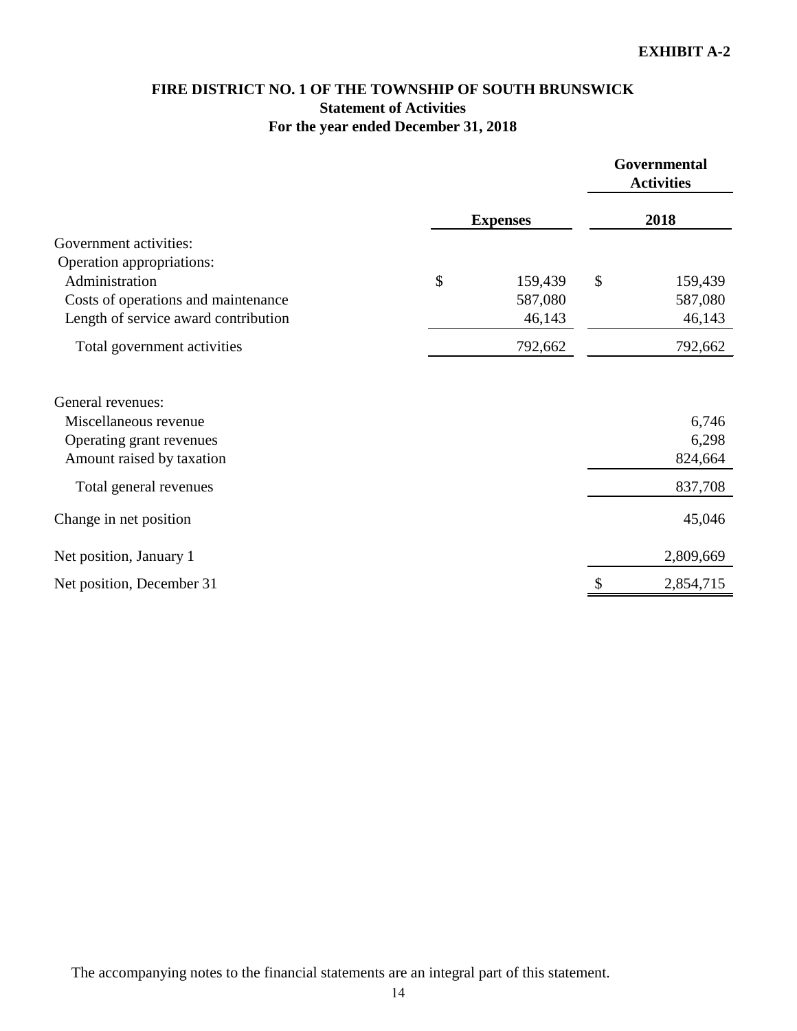**EXHIBIT A-2**

# FIRE DISTRICT NO. 1 OF THE TOWNSHIP OF SOUTH BRUNSWICK
## Statement of Activities
## For the year ended December 31, 2018

| | Expenses | Governmental Activities 2018 |
|---|---|---|
| Government activities: | | |
| Operation appropriations: | | |
| Administration | $ 159,439 | $ 159,439 |
| Costs of operations and maintenance | 587,080 | 587,080 |
| Length of service award contribution | 46,143 | 46,143 |
| Total government activities | 792,662 | 792,662 |
| | | |
| General revenues: | | |
| Miscellaneous revenue | | 6,746 |
| Operating grant revenues | | 6,298 |
| Amount raised by taxation | | 824,664 |
| Total general revenues | | 837,708 |
| Change in net position | | 45,046 |
| Net position, January 1 | | 2,809,669 |
| Net position, December 31 | | $ 2,854,715 |

The accompanying notes to the financial statements are an integral part of this statement.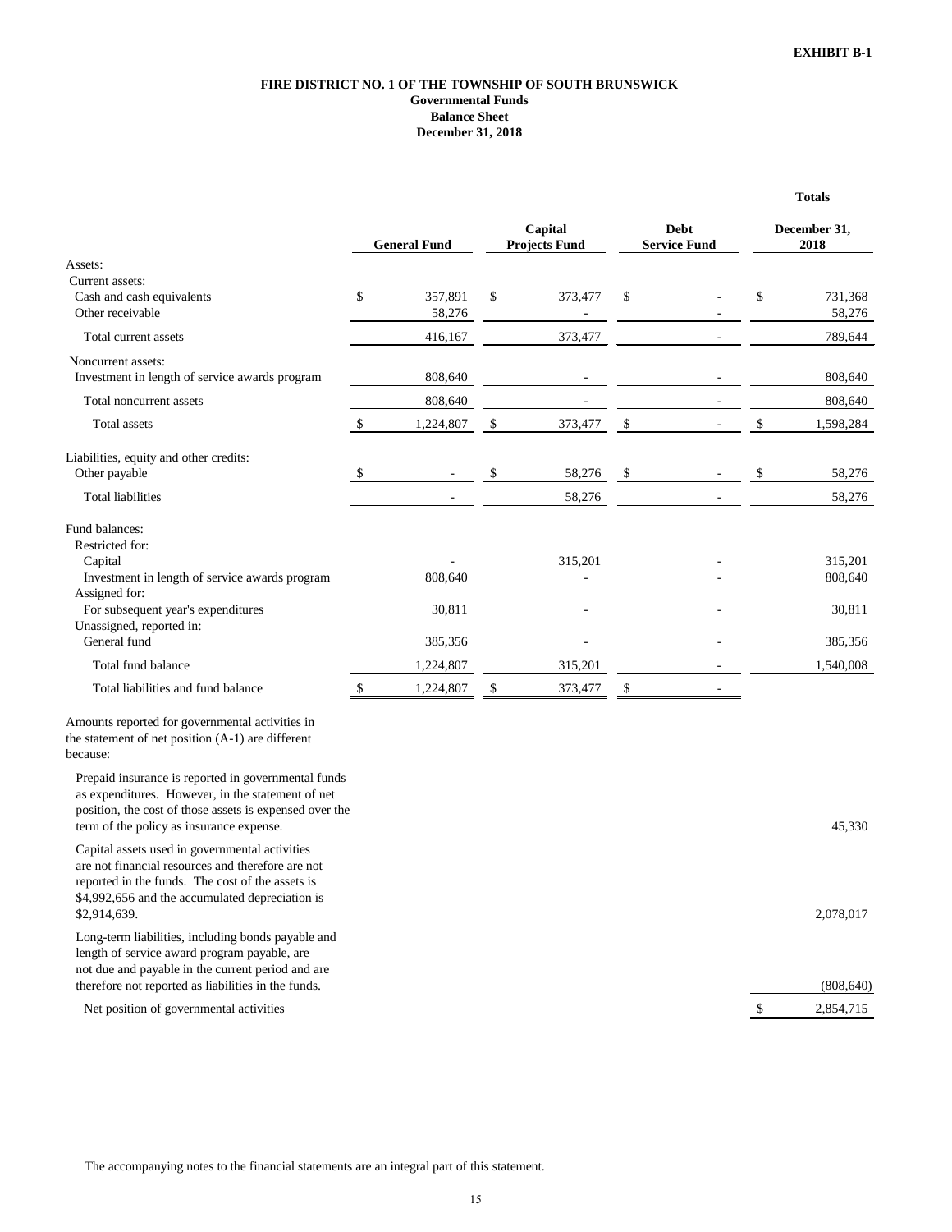**EXHIBIT B-1**

# FIRE DISTRICT NO. 1 OF THE TOWNSHIP OF SOUTH BRUNSWICK
## Governmental Funds
## Balance Sheet
## December 31, 2018

| | General Fund | Capital Projects Fund | Debt Service Fund | Totals December 31, 2018 |
|---|---|---|---|---|
| Assets: | | | | |
| Current assets: | | | | |
| Cash and cash equivalents | $ 357,891 | $ 373,477 | $ - | $ 731,368 |
| Other receivable | 58,276 | - | - | 58,276 |
| Total current assets | 416,167 | 373,477 | - | 789,644 |
| Noncurrent assets: | | | | |
| Investment in length of service awards program | 808,640 | - | - | 808,640 |
| Total noncurrent assets | 808,640 | - | - | 808,640 |
| Total assets | $ 1,224,807 | $ 373,477 | $ - | $ 1,598,284 |
| Liabilities, equity and other credits: | | | | |
| Other payable | $ - | $ 58,276 | $ - | $ 58,276 |
| Total liabilities | - | 58,276 | - | 58,276 |
| Fund balances: | | | | |
| Restricted for: | | | | |
| Capital | - | 315,201 | - | 315,201 |
| Investment in length of service awards program | 808,640 | - | - | 808,640 |
| Assigned for: | | | | |
| For subsequent year's expenditures | 30,811 | - | - | 30,811 |
| Unassigned, reported in: | | | | |
| General fund | 385,356 | - | - | 385,356 |
| Total fund balance | 1,224,807 | 315,201 | - | 1,540,008 |
| Total liabilities and fund balance | $ 1,224,807 | $ 373,477 | $ - | |

| Amounts reported for governmental activities in the statement of net position (A-1) are different because: | |
|---|---|
| Prepaid insurance is reported in governmental funds as expenditures. However, in the statement of net position, the cost of those assets is expensed over the term of the policy as insurance expense. | 45,330 |
| Capital assets used in governmental activities are not financial resources and therefore are not reported in the funds. The cost of the assets is $4,992,656 and the accumulated depreciation is $2,914,639. | 2,078,017 |
| Long-term liabilities, including bonds payable and length of service award program payable, are not due and payable in the current period and are therefore not reported as liabilities in the funds. | (808,640) |
| Net position of governmental activities | $ 2,854,715 |

The accompanying notes to the financial statements are an integral part of this statement.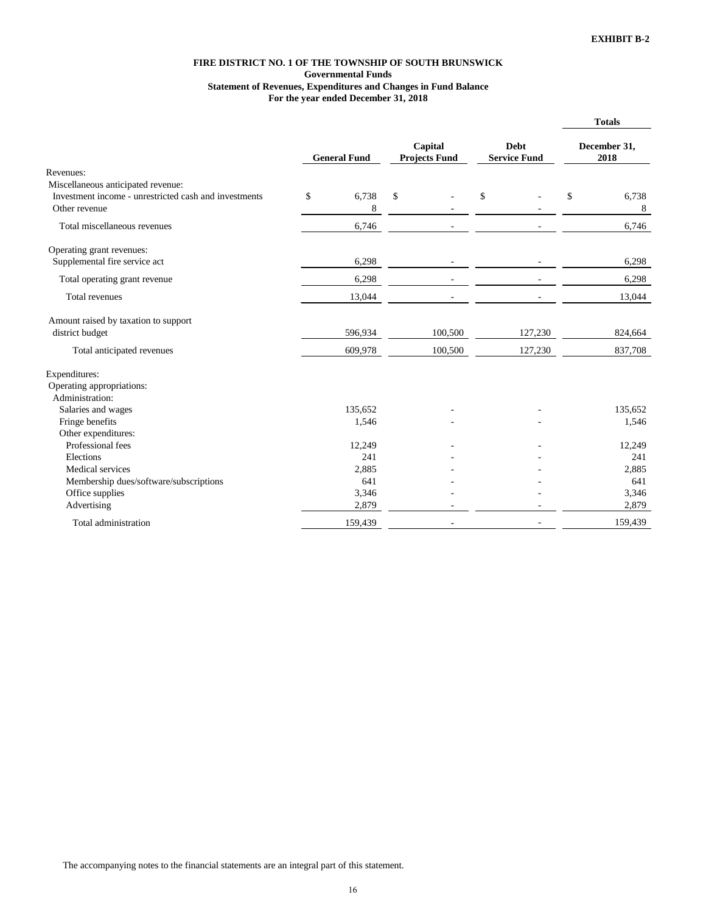**EXHIBIT B-2**

**FIRE DISTRICT NO. 1 OF THE TOWNSHIP OF SOUTH BRUNSWICK**
**Governmental Funds**
**Statement of Revenues, Expenditures and Changes in Fund Balance**
**For the year ended December 31, 2018**

| | General Fund | Capital Projects Fund | Debt Service Fund | Totals December 31, 2018 |
|---|---|---|---|---|
| Revenues: | | | | |
| Miscellaneous anticipated revenue: | | | | |
| Investment income - unrestricted cash and investments | $ 6,738 | $ - | $ - | $ 6,738 |
| Other revenue | 8 | - | - | 8 |
| Total miscellaneous revenues | 6,746 | - | - | 6,746 |
| Operating grant revenues: | | | | |
| Supplemental fire service act | 6,298 | - | - | 6,298 |
| Total operating grant revenue | 6,298 | - | - | 6,298 |
| Total revenues | 13,044 | - | - | 13,044 |
| Amount raised by taxation to support district budget | 596,934 | 100,500 | 127,230 | 824,664 |
| Total anticipated revenues | 609,978 | 100,500 | 127,230 | 837,708 |
| Expenditures: | | | | |
| Operating appropriations: | | | | |
| Administration: | | | | |
| Salaries and wages | 135,652 | - | - | 135,652 |
| Fringe benefits | 1,546 | - | - | 1,546 |
| Other expenditures: | | | | |
| Professional fees | 12,249 | - | - | 12,249 |
| Elections | 241 | - | - | 241 |
| Medical services | 2,885 | - | - | 2,885 |
| Membership dues/software/subscriptions | 641 | - | - | 641 |
| Office supplies | 3,346 | - | - | 3,346 |
| Advertising | 2,879 | - | - | 2,879 |
| Total administration | 159,439 | - | - | 159,439 |

The accompanying notes to the financial statements are an integral part of this statement.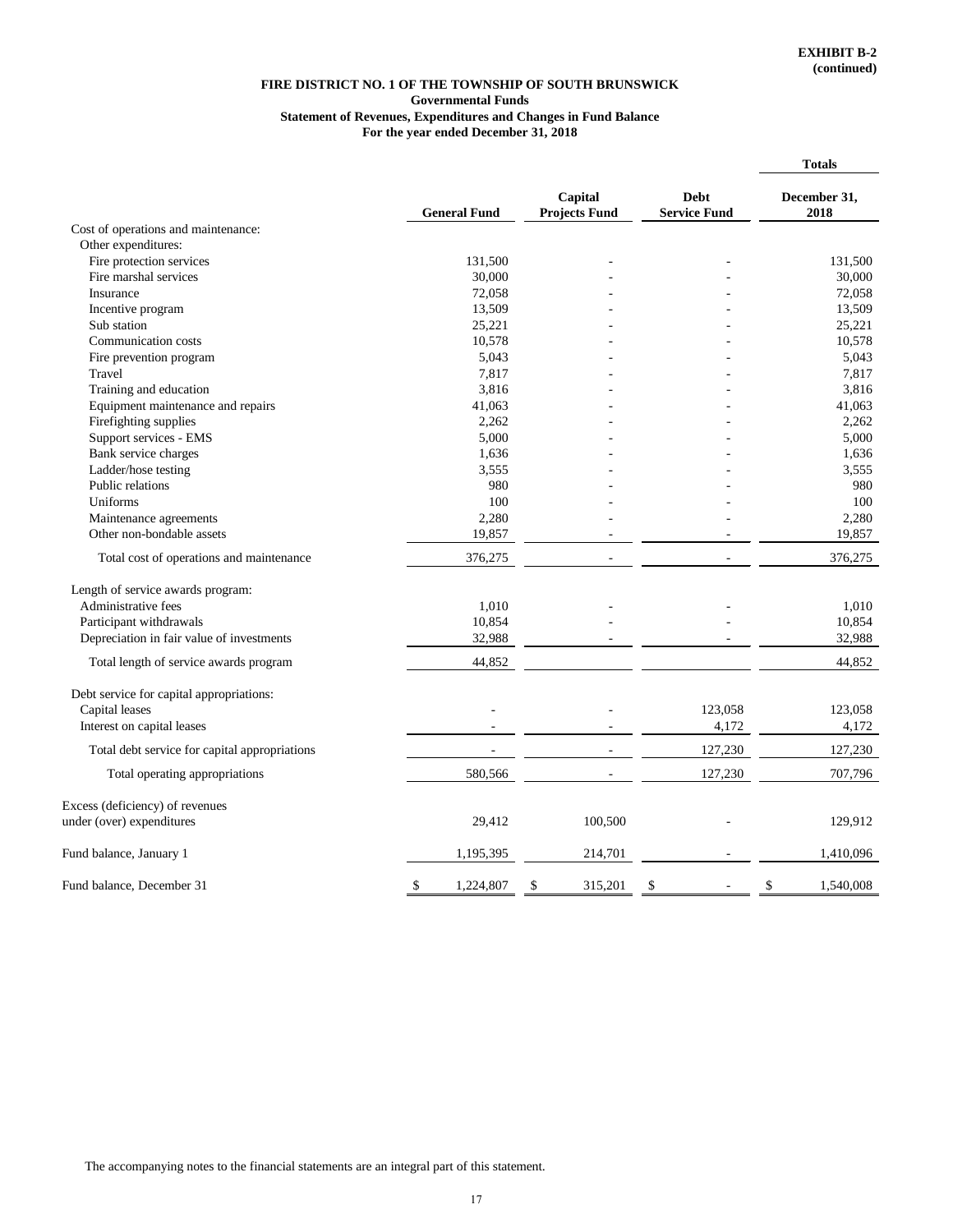**EXHIBIT B-2**
**(continued)**

# FIRE DISTRICT NO. 1 OF THE TOWNSHIP OF SOUTH BRUNSWICK

## Governmental Funds

## Statement of Revenues, Expenditures and Changes in Fund Balance

## For the year ended December 31, 2018

| | General Fund | Capital Projects Fund | Debt Service Fund | Totals December 31, 2018 |
|---|---|---|---|---|
| Cost of operations and maintenance: | | | | |
| Other expenditures: | | | | |
| Fire protection services | 131,500 | - | - | 131,500 |
| Fire marshal services | 30,000 | - | - | 30,000 |
| Insurance | 72,058 | - | - | 72,058 |
| Incentive program | 13,509 | - | - | 13,509 |
| Sub station | 25,221 | - | - | 25,221 |
| Communication costs | 10,578 | - | - | 10,578 |
| Fire prevention program | 5,043 | - | - | 5,043 |
| Travel | 7,817 | - | - | 7,817 |
| Training and education | 3,816 | - | - | 3,816 |
| Equipment maintenance and repairs | 41,063 | - | - | 41,063 |
| Firefighting supplies | 2,262 | - | - | 2,262 |
| Support services - EMS | 5,000 | - | - | 5,000 |
| Bank service charges | 1,636 | - | - | 1,636 |
| Ladder/hose testing | 3,555 | - | - | 3,555 |
| Public relations | 980 | - | - | 980 |
| Uniforms | 100 | - | - | 100 |
| Maintenance agreements | 2,280 | - | - | 2,280 |
| Other non-bondable assets | 19,857 | - | - | 19,857 |
| Total cost of operations and maintenance | 376,275 | - | - | 376,275 |
| Length of service awards program: | | | | |
| Administrative fees | 1,010 | - | - | 1,010 |
| Participant withdrawals | 10,854 | - | - | 10,854 |
| Depreciation in fair value of investments | 32,988 | - | - | 32,988 |
| Total length of service awards program | 44,852 | | | 44,852 |
| Debt service for capital appropriations: | | | | |
| Capital leases | - | - | 123,058 | 123,058 |
| Interest on capital leases | - | - | 4,172 | 4,172 |
| Total debt service for capital appropriations | - | - | 127,230 | 127,230 |
| Total operating appropriations | 580,566 | - | 127,230 | 707,796 |
| Excess (deficiency) of revenues under (over) expenditures | 29,412 | 100,500 | - | 129,912 |
| Fund balance, January 1 | 1,195,395 | 214,701 | - | 1,410,096 |
| Fund balance, December 31 | $ 1,224,807 | $ 315,201 | $ - | $ 1,540,008 |

The accompanying notes to the financial statements are an integral part of this statement.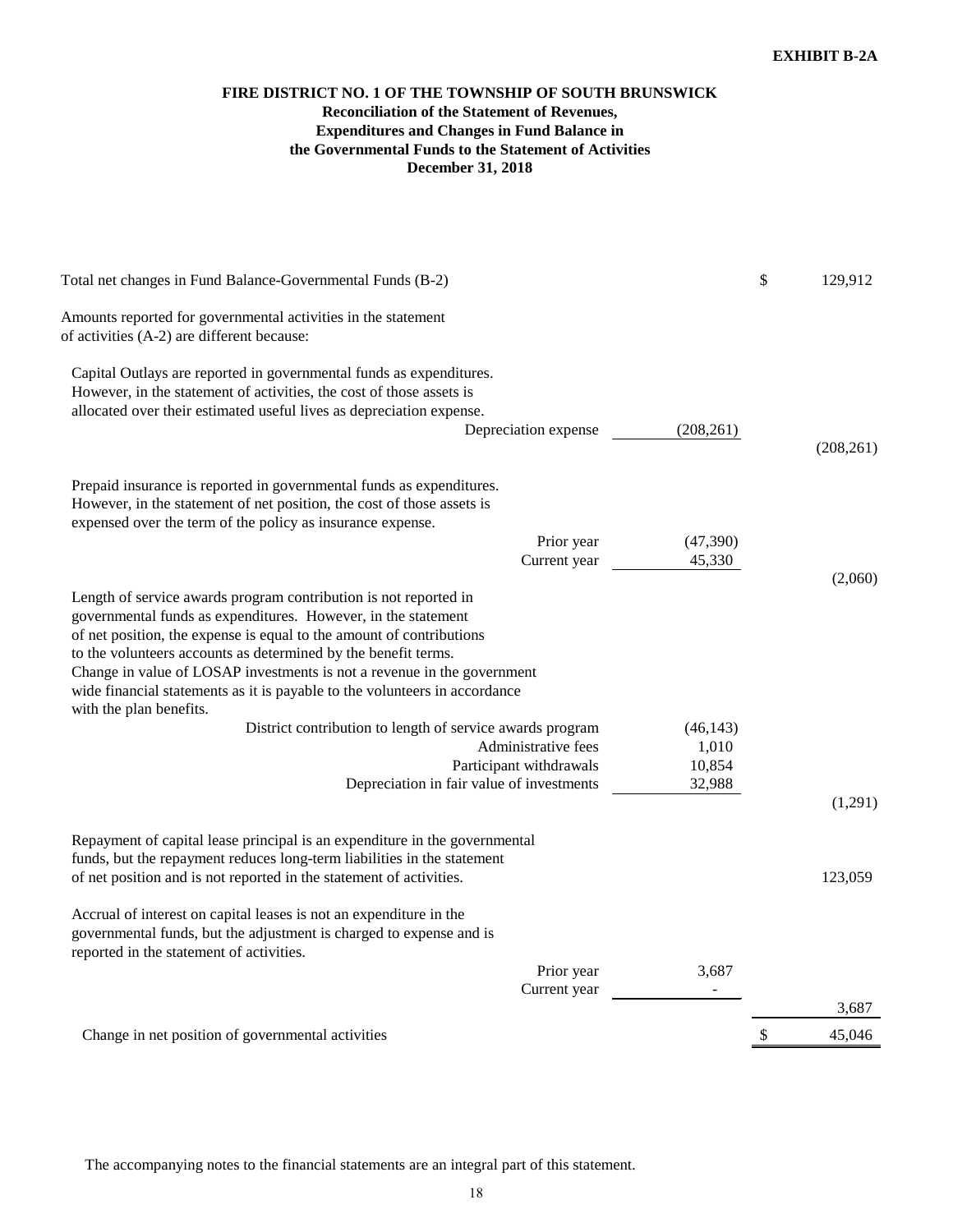**EXHIBIT B-2A**

# FIRE DISTRICT NO. 1 OF THE TOWNSHIP OF SOUTH BRUNSWICK

## Reconciliation of the Statement of Revenues, Expenditures and Changes in Fund Balance in the Governmental Funds to the Statement of Activities

### December 31, 2018

| | | |
|---|---|---|
| Total net changes in Fund Balance-Governmental Funds (B-2) | | $ 129,912 |
| Amounts reported for governmental activities in the statement of activities (A-2) are different because: | | |
| Capital Outlays are reported in governmental funds as expenditures. However, in the statement of activities, the cost of those assets is allocated over their estimated useful lives as depreciation expense. | | |
| Depreciation expense | (208,261) | (208,261) |
| Prepaid insurance is reported in governmental funds as expenditures. However, in the statement of net position, the cost of those assets is expensed over the term of the policy as insurance expense. | | |
| Prior year | (47,390) | |
| Current year | 45,330 | (2,060) |
| Length of service awards program contribution is not reported in governmental funds as expenditures. However, in the statement of net position, the expense is equal to the amount of contributions to the volunteers accounts as determined by the benefit terms. Change in value of LOSAP investments is not a revenue in the government wide financial statements as it is payable to the volunteers in accordance with the plan benefits. | | |
| District contribution to length of service awards program | (46,143) | |
| Administrative fees | 1,010 | |
| Participant withdrawals | 10,854 | |
| Depreciation in fair value of investments | 32,988 | (1,291) |
| Repayment of capital lease principal is an expenditure in the governmental funds, but the repayment reduces long-term liabilities in the statement of net position and is not reported in the statement of activities. | | 123,059 |
| Accrual of interest on capital leases is not an expenditure in the governmental funds, but the adjustment is charged to expense and is reported in the statement of activities. | | |
| Prior year | 3,687 | |
| Current year | - | 3,687 |
| Change in net position of governmental activities | | $ 45,046 |

The accompanying notes to the financial statements are an integral part of this statement.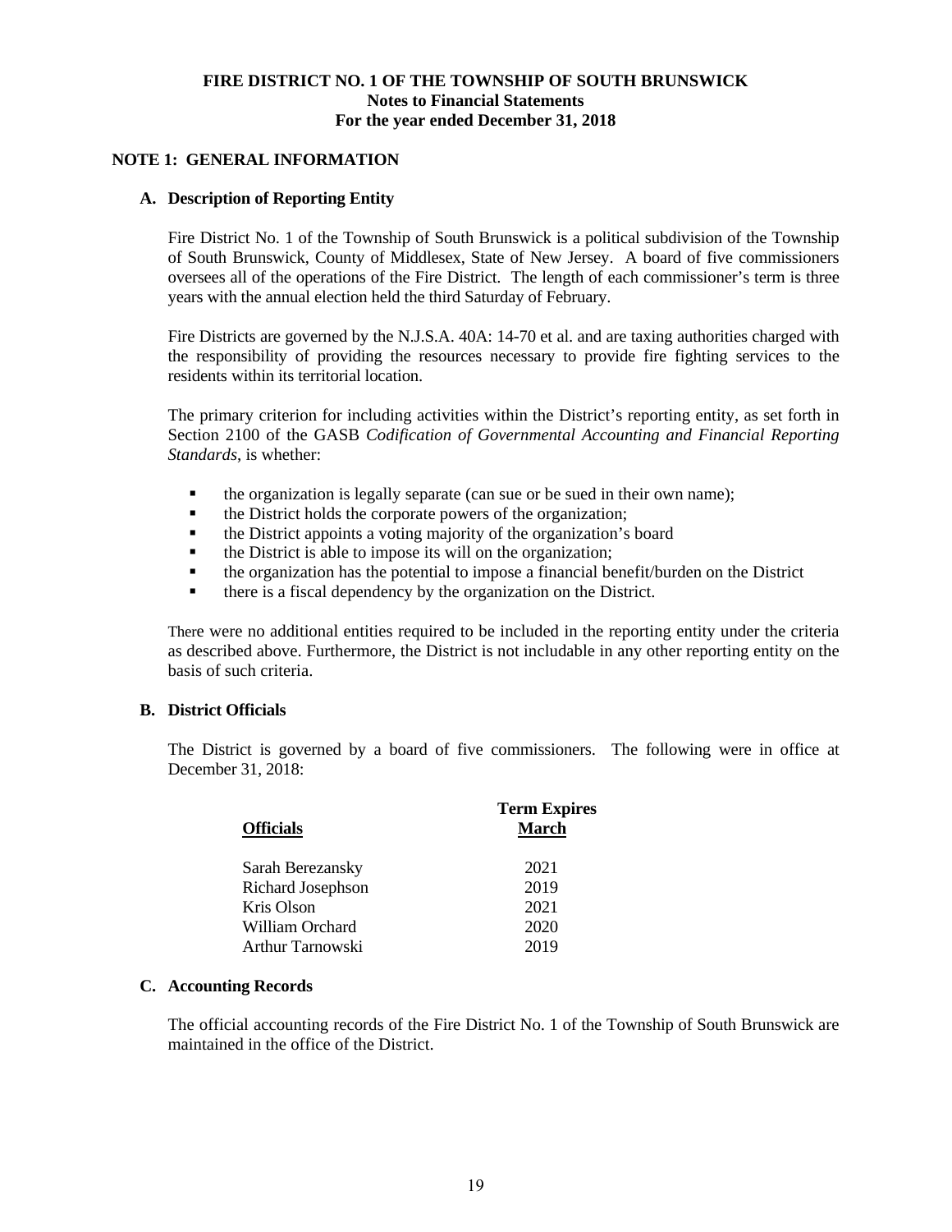**FIRE DISTRICT NO. 1 OF THE TOWNSHIP OF SOUTH BRUNSWICK**
**Notes to Financial Statements**
**For the year ended December 31, 2018**

## NOTE 1: GENERAL INFORMATION

### A. Description of Reporting Entity

Fire District No. 1 of the Township of South Brunswick is a political subdivision of the Township of South Brunswick, County of Middlesex, State of New Jersey. A board of five commissioners oversees all of the operations of the Fire District. The length of each commissioner's term is three years with the annual election held the third Saturday of February.

Fire Districts are governed by the N.J.S.A. 40A: 14-70 et al. and are taxing authorities charged with the responsibility of providing the resources necessary to provide fire fighting services to the residents within its territorial location.

The primary criterion for including activities within the District's reporting entity, as set forth in Section 2100 of the GASB *Codification of Governmental Accounting and Financial Reporting Standards*, is whether:

- the organization is legally separate (can sue or be sued in their own name);
- the District holds the corporate powers of the organization;
- the District appoints a voting majority of the organization's board
- the District is able to impose its will on the organization;
- the organization has the potential to impose a financial benefit/burden on the District
- there is a fiscal dependency by the organization on the District.

There were no additional entities required to be included in the reporting entity under the criteria as described above. Furthermore, the District is not includable in any other reporting entity on the basis of such criteria.

### B. District Officials

The District is governed by a board of five commissioners. The following were in office at December 31, 2018:

| Officials | Term Expires March |
|---|---|
| Sarah Berezansky | 2021 |
| Richard Josephson | 2019 |
| Kris Olson | 2021 |
| William Orchard | 2020 |
| Arthur Tarnowski | 2019 |

### C. Accounting Records

The official accounting records of the Fire District No. 1 of the Township of South Brunswick are maintained in the office of the District.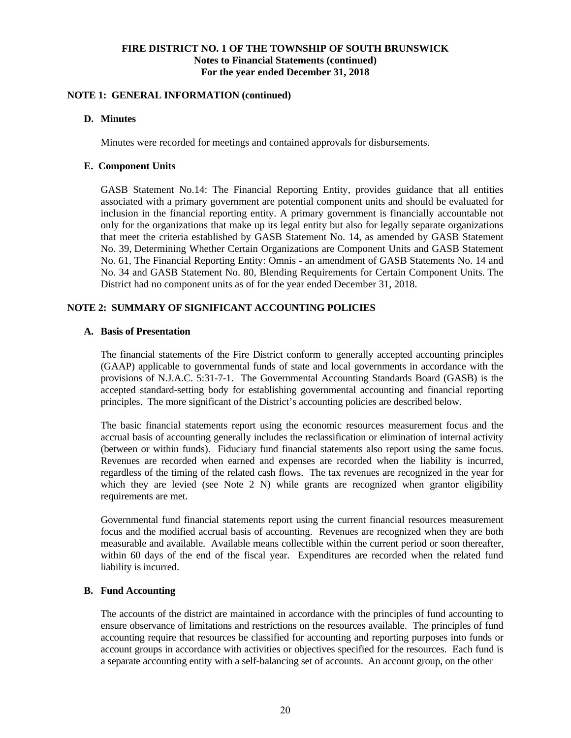## NOTE 1: GENERAL INFORMATION (continued)

### D. Minutes

Minutes were recorded for meetings and contained approvals for disbursements.

### E. Component Units

GASB Statement No.14: The Financial Reporting Entity, provides guidance that all entities associated with a primary government are potential component units and should be evaluated for inclusion in the financial reporting entity. A primary government is financially accountable not only for the organizations that make up its legal entity but also for legally separate organizations that meet the criteria established by GASB Statement No. 14, as amended by GASB Statement No. 39, Determining Whether Certain Organizations are Component Units and GASB Statement No. 61, The Financial Reporting Entity: Omnis - an amendment of GASB Statements No. 14 and No. 34 and GASB Statement No. 80, Blending Requirements for Certain Component Units. The District had no component units as of for the year ended December 31, 2018.

## NOTE 2: SUMMARY OF SIGNIFICANT ACCOUNTING POLICIES

### A. Basis of Presentation

The financial statements of the Fire District conform to generally accepted accounting principles (GAAP) applicable to governmental funds of state and local governments in accordance with the provisions of N.J.A.C. 5:31-7-1. The Governmental Accounting Standards Board (GASB) is the accepted standard-setting body for establishing governmental accounting and financial reporting principles. The more significant of the District's accounting policies are described below.

The basic financial statements report using the economic resources measurement focus and the accrual basis of accounting generally includes the reclassification or elimination of internal activity (between or within funds). Fiduciary fund financial statements also report using the same focus. Revenues are recorded when earned and expenses are recorded when the liability is incurred, regardless of the timing of the related cash flows. The tax revenues are recognized in the year for which they are levied (see Note 2 N) while grants are recognized when grantor eligibility requirements are met.

Governmental fund financial statements report using the current financial resources measurement focus and the modified accrual basis of accounting. Revenues are recognized when they are both measurable and available. Available means collectible within the current period or soon thereafter, within 60 days of the end of the fiscal year. Expenditures are recorded when the related fund liability is incurred.

### B. Fund Accounting

The accounts of the district are maintained in accordance with the principles of fund accounting to ensure observance of limitations and restrictions on the resources available. The principles of fund accounting require that resources be classified for accounting and reporting purposes into funds or account groups in accordance with activities or objectives specified for the resources. Each fund is a separate accounting entity with a self-balancing set of accounts. An account group, on the other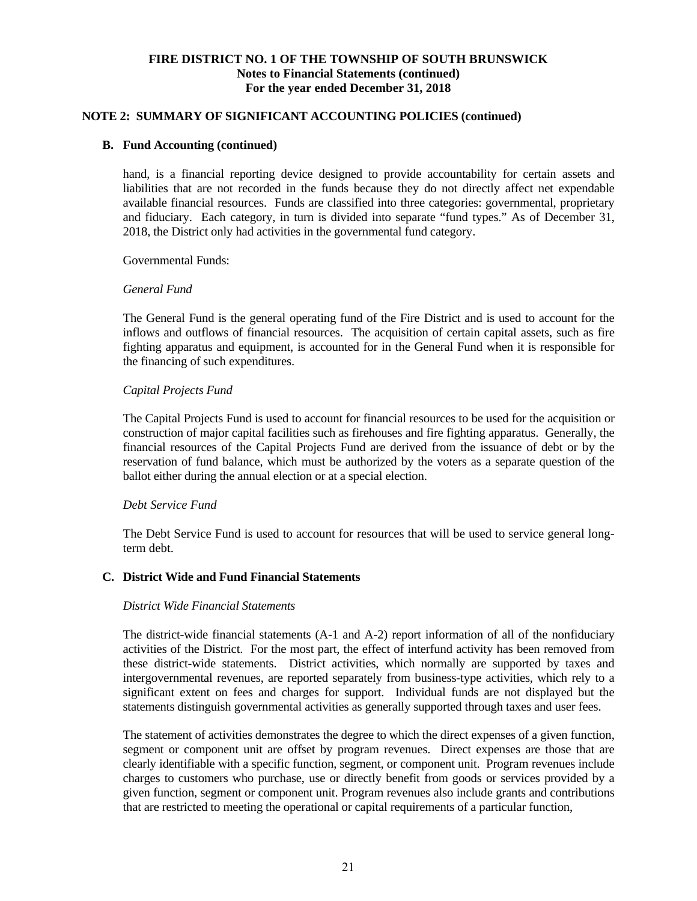## NOTE 2: SUMMARY OF SIGNIFICANT ACCOUNTING POLICIES (continued)

### B. Fund Accounting (continued)

hand, is a financial reporting device designed to provide accountability for certain assets and liabilities that are not recorded in the funds because they do not directly affect net expendable available financial resources. Funds are classified into three categories: governmental, proprietary and fiduciary. Each category, in turn is divided into separate "fund types." As of December 31, 2018, the District only had activities in the governmental fund category.

Governmental Funds:

*General Fund*

The General Fund is the general operating fund of the Fire District and is used to account for the inflows and outflows of financial resources. The acquisition of certain capital assets, such as fire fighting apparatus and equipment, is accounted for in the General Fund when it is responsible for the financing of such expenditures.

*Capital Projects Fund*

The Capital Projects Fund is used to account for financial resources to be used for the acquisition or construction of major capital facilities such as firehouses and fire fighting apparatus. Generally, the financial resources of the Capital Projects Fund are derived from the issuance of debt or by the reservation of fund balance, which must be authorized by the voters as a separate question of the ballot either during the annual election or at a special election.

*Debt Service Fund*

The Debt Service Fund is used to account for resources that will be used to service general long-term debt.

### C. District Wide and Fund Financial Statements

*District Wide Financial Statements*

The district-wide financial statements (A-1 and A-2) report information of all of the nonfiduciary activities of the District. For the most part, the effect of interfund activity has been removed from these district-wide statements. District activities, which normally are supported by taxes and intergovernmental revenues, are reported separately from business-type activities, which rely to a significant extent on fees and charges for support. Individual funds are not displayed but the statements distinguish governmental activities as generally supported through taxes and user fees.

The statement of activities demonstrates the degree to which the direct expenses of a given function, segment or component unit are offset by program revenues. Direct expenses are those that are clearly identifiable with a specific function, segment, or component unit. Program revenues include charges to customers who purchase, use or directly benefit from goods or services provided by a given function, segment or component unit. Program revenues also include grants and contributions that are restricted to meeting the operational or capital requirements of a particular function,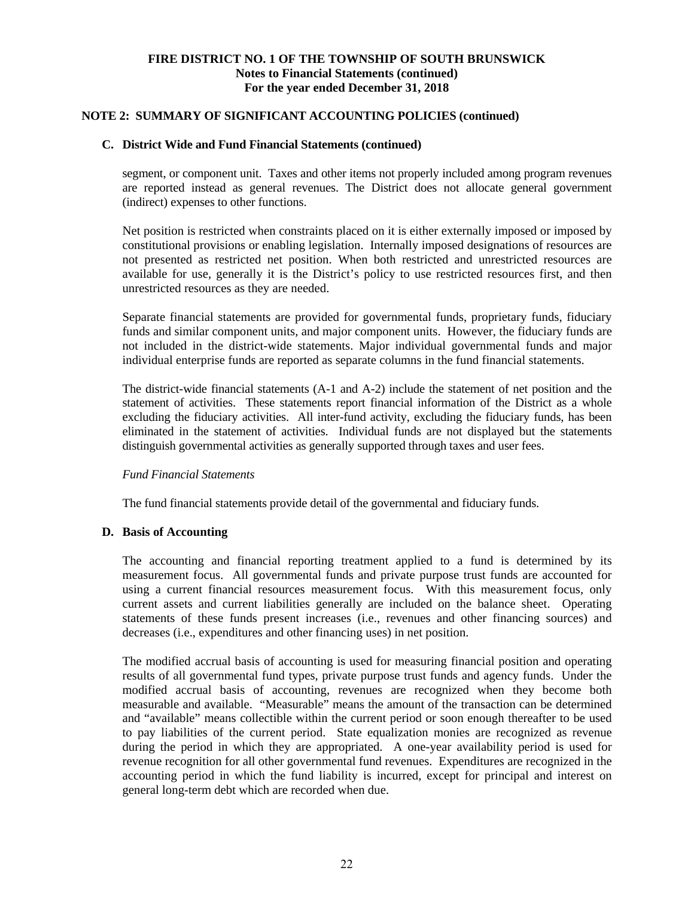## NOTE 2: SUMMARY OF SIGNIFICANT ACCOUNTING POLICIES (continued)

### C. District Wide and Fund Financial Statements (continued)

segment, or component unit. Taxes and other items not properly included among program revenues are reported instead as general revenues. The District does not allocate general government (indirect) expenses to other functions.

Net position is restricted when constraints placed on it is either externally imposed or imposed by constitutional provisions or enabling legislation. Internally imposed designations of resources are not presented as restricted net position. When both restricted and unrestricted resources are available for use, generally it is the District's policy to use restricted resources first, and then unrestricted resources as they are needed.

Separate financial statements are provided for governmental funds, proprietary funds, fiduciary funds and similar component units, and major component units. However, the fiduciary funds are not included in the district-wide statements. Major individual governmental funds and major individual enterprise funds are reported as separate columns in the fund financial statements.

The district-wide financial statements (A-1 and A-2) include the statement of net position and the statement of activities. These statements report financial information of the District as a whole excluding the fiduciary activities. All inter-fund activity, excluding the fiduciary funds, has been eliminated in the statement of activities. Individual funds are not displayed but the statements distinguish governmental activities as generally supported through taxes and user fees.

*Fund Financial Statements*

The fund financial statements provide detail of the governmental and fiduciary funds.

### D. Basis of Accounting

The accounting and financial reporting treatment applied to a fund is determined by its measurement focus. All governmental funds and private purpose trust funds are accounted for using a current financial resources measurement focus. With this measurement focus, only current assets and current liabilities generally are included on the balance sheet. Operating statements of these funds present increases (i.e., revenues and other financing sources) and decreases (i.e., expenditures and other financing uses) in net position.

The modified accrual basis of accounting is used for measuring financial position and operating results of all governmental fund types, private purpose trust funds and agency funds. Under the modified accrual basis of accounting, revenues are recognized when they become both measurable and available. "Measurable" means the amount of the transaction can be determined and "available" means collectible within the current period or soon enough thereafter to be used to pay liabilities of the current period. State equalization monies are recognized as revenue during the period in which they are appropriated. A one-year availability period is used for revenue recognition for all other governmental fund revenues. Expenditures are recognized in the accounting period in which the fund liability is incurred, except for principal and interest on general long-term debt which are recorded when due.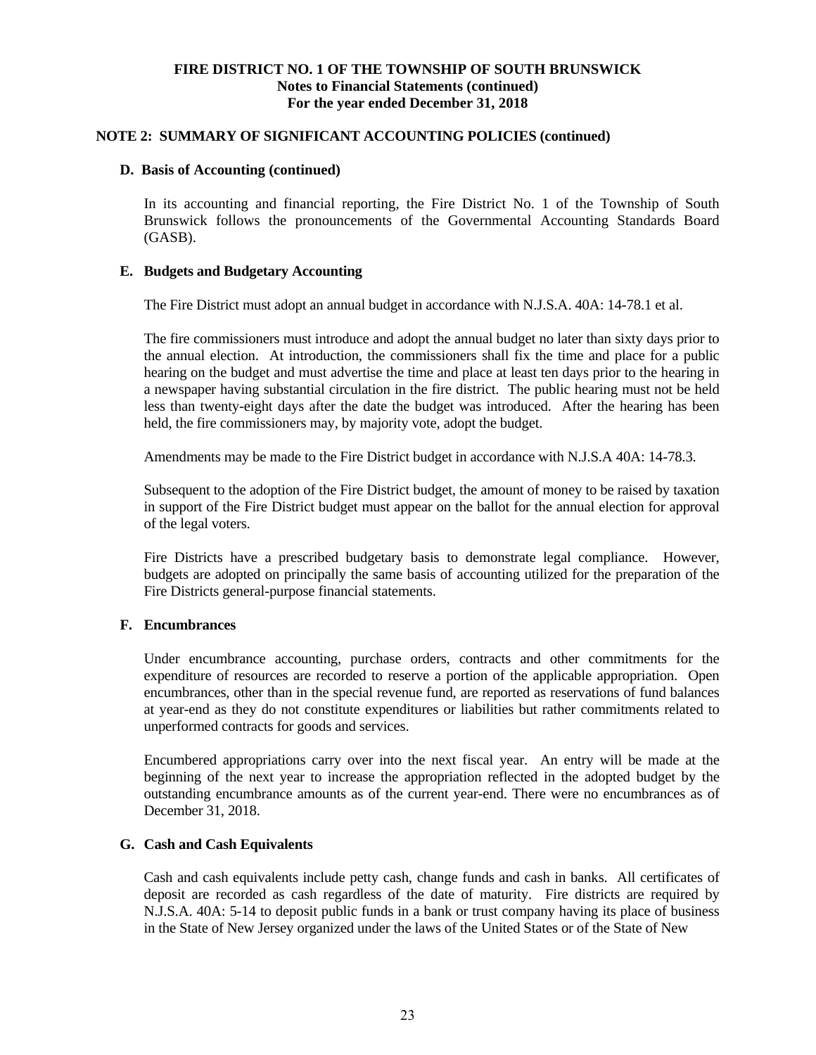## NOTE 2: SUMMARY OF SIGNIFICANT ACCOUNTING POLICIES (continued)

### D. Basis of Accounting (continued)

In its accounting and financial reporting, the Fire District No. 1 of the Township of South Brunswick follows the pronouncements of the Governmental Accounting Standards Board (GASB).

### E. Budgets and Budgetary Accounting

The Fire District must adopt an annual budget in accordance with N.J.S.A. 40A: 14-78.1 et al.

The fire commissioners must introduce and adopt the annual budget no later than sixty days prior to the annual election. At introduction, the commissioners shall fix the time and place for a public hearing on the budget and must advertise the time and place at least ten days prior to the hearing in a newspaper having substantial circulation in the fire district. The public hearing must not be held less than twenty-eight days after the date the budget was introduced. After the hearing has been held, the fire commissioners may, by majority vote, adopt the budget.

Amendments may be made to the Fire District budget in accordance with N.J.S.A 40A: 14-78.3.

Subsequent to the adoption of the Fire District budget, the amount of money to be raised by taxation in support of the Fire District budget must appear on the ballot for the annual election for approval of the legal voters.

Fire Districts have a prescribed budgetary basis to demonstrate legal compliance. However, budgets are adopted on principally the same basis of accounting utilized for the preparation of the Fire Districts general-purpose financial statements.

### F. Encumbrances

Under encumbrance accounting, purchase orders, contracts and other commitments for the expenditure of resources are recorded to reserve a portion of the applicable appropriation. Open encumbrances, other than in the special revenue fund, are reported as reservations of fund balances at year-end as they do not constitute expenditures or liabilities but rather commitments related to unperformed contracts for goods and services.

Encumbered appropriations carry over into the next fiscal year. An entry will be made at the beginning of the next year to increase the appropriation reflected in the adopted budget by the outstanding encumbrance amounts as of the current year-end. There were no encumbrances as of December 31, 2018.

### G. Cash and Cash Equivalents

Cash and cash equivalents include petty cash, change funds and cash in banks. All certificates of deposit are recorded as cash regardless of the date of maturity. Fire districts are required by N.J.S.A. 40A: 5-14 to deposit public funds in a bank or trust company having its place of business in the State of New Jersey organized under the laws of the United States or of the State of New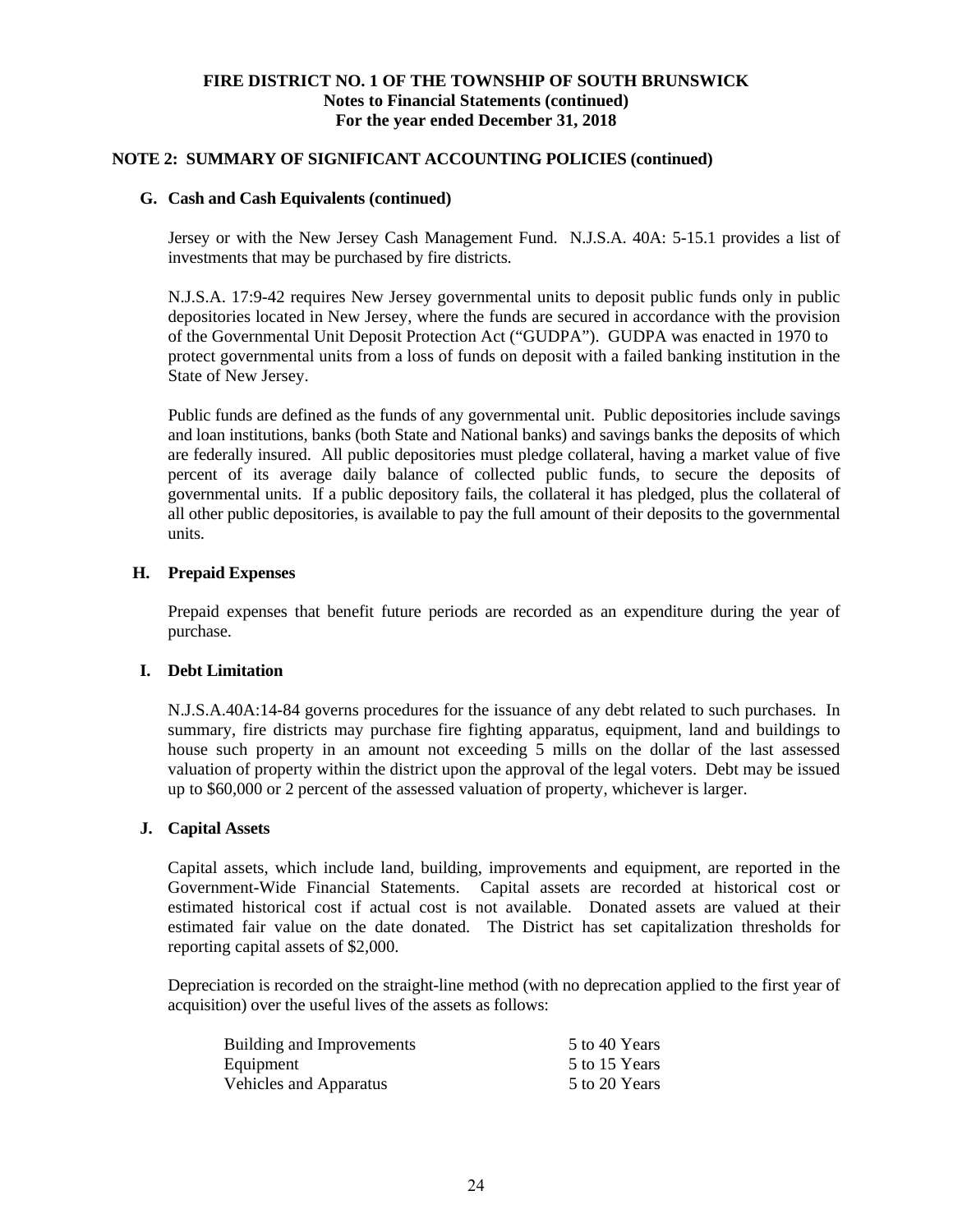**FIRE DISTRICT NO. 1 OF THE TOWNSHIP OF SOUTH BRUNSWICK**
**Notes to Financial Statements (continued)**
**For the year ended December 31, 2018**

## NOTE 2: SUMMARY OF SIGNIFICANT ACCOUNTING POLICIES (continued)

### G. Cash and Cash Equivalents (continued)

Jersey or with the New Jersey Cash Management Fund. N.J.S.A. 40A: 5-15.1 provides a list of investments that may be purchased by fire districts.

N.J.S.A. 17:9-42 requires New Jersey governmental units to deposit public funds only in public depositories located in New Jersey, where the funds are secured in accordance with the provision of the Governmental Unit Deposit Protection Act ("GUDPA"). GUDPA was enacted in 1970 to protect governmental units from a loss of funds on deposit with a failed banking institution in the State of New Jersey.

Public funds are defined as the funds of any governmental unit. Public depositories include savings and loan institutions, banks (both State and National banks) and savings banks the deposits of which are federally insured. All public depositories must pledge collateral, having a market value of five percent of its average daily balance of collected public funds, to secure the deposits of governmental units. If a public depository fails, the collateral it has pledged, plus the collateral of all other public depositories, is available to pay the full amount of their deposits to the governmental units.

### H. Prepaid Expenses

Prepaid expenses that benefit future periods are recorded as an expenditure during the year of purchase.

### I. Debt Limitation

N.J.S.A.40A:14-84 governs procedures for the issuance of any debt related to such purchases. In summary, fire districts may purchase fire fighting apparatus, equipment, land and buildings to house such property in an amount not exceeding 5 mills on the dollar of the last assessed valuation of property within the district upon the approval of the legal voters. Debt may be issued up to $60,000 or 2 percent of the assessed valuation of property, whichever is larger.

### J. Capital Assets

Capital assets, which include land, building, improvements and equipment, are reported in the Government-Wide Financial Statements. Capital assets are recorded at historical cost or estimated historical cost if actual cost is not available. Donated assets are valued at their estimated fair value on the date donated. The District has set capitalization thresholds for reporting capital assets of $2,000.

Depreciation is recorded on the straight-line method (with no deprecation applied to the first year of acquisition) over the useful lives of the assets as follows:

| | |
|---|---|
| Building and Improvements | 5 to 40 Years |
| Equipment | 5 to 15 Years |
| Vehicles and Apparatus | 5 to 20 Years |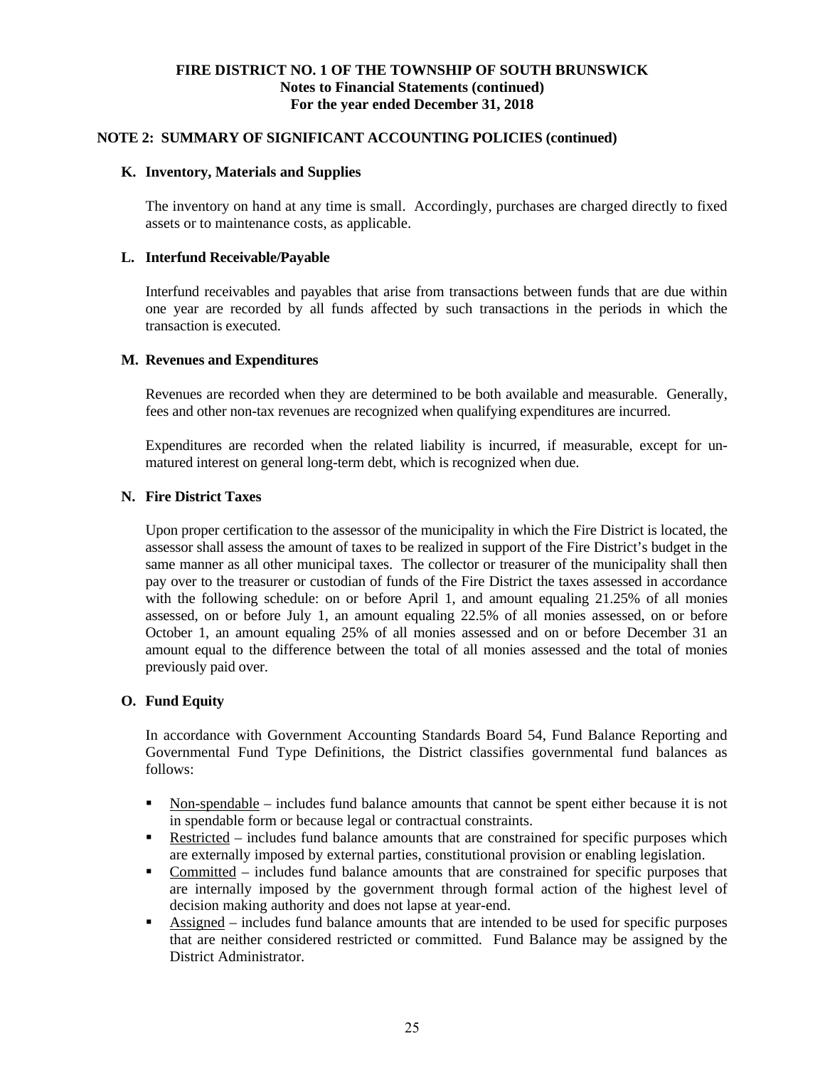# FIRE DISTRICT NO. 1 OF THE TOWNSHIP OF SOUTH BRUNSWICK
**Notes to Financial Statements (continued)**
**For the year ended December 31, 2018**

## NOTE 2: SUMMARY OF SIGNIFICANT ACCOUNTING POLICIES (continued)

### K. Inventory, Materials and Supplies

The inventory on hand at any time is small. Accordingly, purchases are charged directly to fixed assets or to maintenance costs, as applicable.

### L. Interfund Receivable/Payable

Interfund receivables and payables that arise from transactions between funds that are due within one year are recorded by all funds affected by such transactions in the periods in which the transaction is executed.

### M. Revenues and Expenditures

Revenues are recorded when they are determined to be both available and measurable. Generally, fees and other non-tax revenues are recognized when qualifying expenditures are incurred.

Expenditures are recorded when the related liability is incurred, if measurable, except for unmatured interest on general long-term debt, which is recognized when due.

### N. Fire District Taxes

Upon proper certification to the assessor of the municipality in which the Fire District is located, the assessor shall assess the amount of taxes to be realized in support of the Fire District's budget in the same manner as all other municipal taxes. The collector or treasurer of the municipality shall then pay over to the treasurer or custodian of funds of the Fire District the taxes assessed in accordance with the following schedule: on or before April 1, and amount equaling 21.25% of all monies assessed, on or before July 1, an amount equaling 22.5% of all monies assessed, on or before October 1, an amount equaling 25% of all monies assessed and on or before December 31 an amount equal to the difference between the total of all monies assessed and the total of monies previously paid over.

### O. Fund Equity

In accordance with Government Accounting Standards Board 54, Fund Balance Reporting and Governmental Fund Type Definitions, the District classifies governmental fund balances as follows:

- Non-spendable – includes fund balance amounts that cannot be spent either because it is not in spendable form or because legal or contractual constraints.
- Restricted – includes fund balance amounts that are constrained for specific purposes which are externally imposed by external parties, constitutional provision or enabling legislation.
- Committed – includes fund balance amounts that are constrained for specific purposes that are internally imposed by the government through formal action of the highest level of decision making authority and does not lapse at year-end.
- Assigned – includes fund balance amounts that are intended to be used for specific purposes that are neither considered restricted or committed. Fund Balance may be assigned by the District Administrator.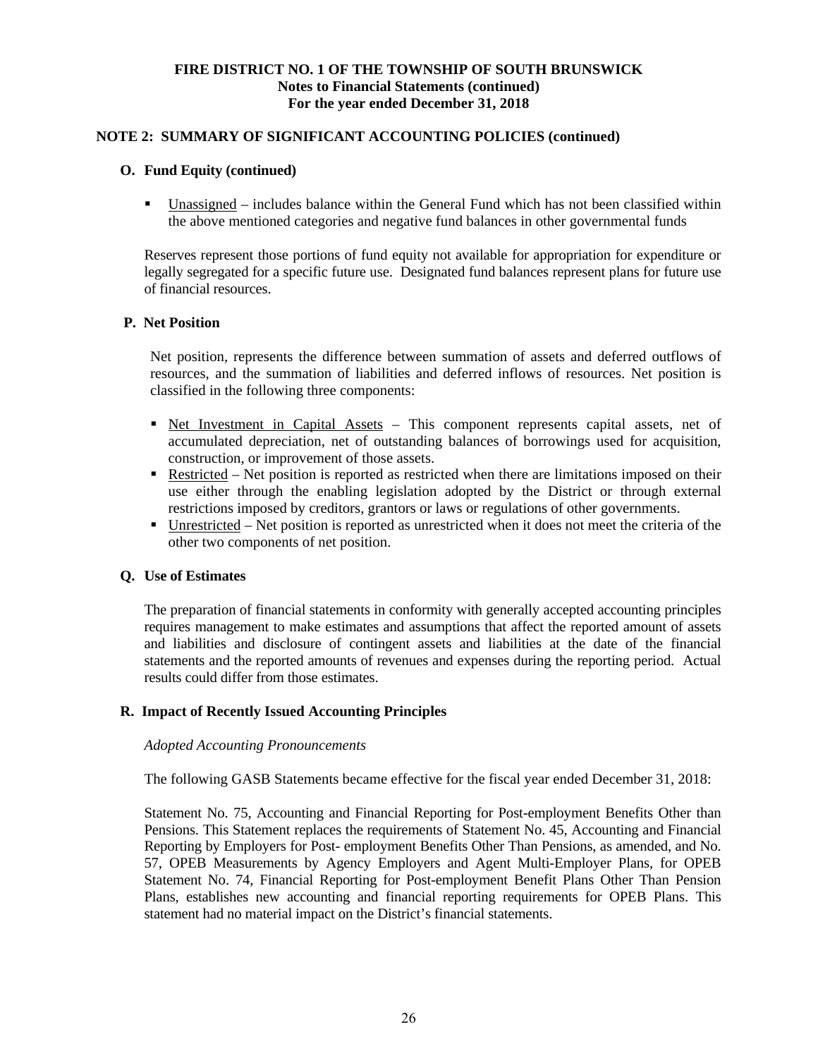**FIRE DISTRICT NO. 1 OF THE TOWNSHIP OF SOUTH BRUNSWICK**
**Notes to Financial Statements (continued)**
**For the year ended December 31, 2018**

## NOTE 2: SUMMARY OF SIGNIFICANT ACCOUNTING POLICIES (continued)

### O. Fund Equity (continued)

- Unassigned – includes balance within the General Fund which has not been classified within the above mentioned categories and negative fund balances in other governmental funds

Reserves represent those portions of fund equity not available for appropriation for expenditure or legally segregated for a specific future use. Designated fund balances represent plans for future use of financial resources.

### P. Net Position

Net position, represents the difference between summation of assets and deferred outflows of resources, and the summation of liabilities and deferred inflows of resources. Net position is classified in the following three components:

- Net Investment in Capital Assets – This component represents capital assets, net of accumulated depreciation, net of outstanding balances of borrowings used for acquisition, construction, or improvement of those assets.
- Restricted – Net position is reported as restricted when there are limitations imposed on their use either through the enabling legislation adopted by the District or through external restrictions imposed by creditors, grantors or laws or regulations of other governments.
- Unrestricted – Net position is reported as unrestricted when it does not meet the criteria of the other two components of net position.

### Q. Use of Estimates

The preparation of financial statements in conformity with generally accepted accounting principles requires management to make estimates and assumptions that affect the reported amount of assets and liabilities and disclosure of contingent assets and liabilities at the date of the financial statements and the reported amounts of revenues and expenses during the reporting period. Actual results could differ from those estimates.

### R. Impact of Recently Issued Accounting Principles

*Adopted Accounting Pronouncements*

The following GASB Statements became effective for the fiscal year ended December 31, 2018:

Statement No. 75, Accounting and Financial Reporting for Post-employment Benefits Other than Pensions. This Statement replaces the requirements of Statement No. 45, Accounting and Financial Reporting by Employers for Post- employment Benefits Other Than Pensions, as amended, and No. 57, OPEB Measurements by Agency Employers and Agent Multi-Employer Plans, for OPEB Statement No. 74, Financial Reporting for Post-employment Benefit Plans Other Than Pension Plans, establishes new accounting and financial reporting requirements for OPEB Plans. This statement had no material impact on the District's financial statements.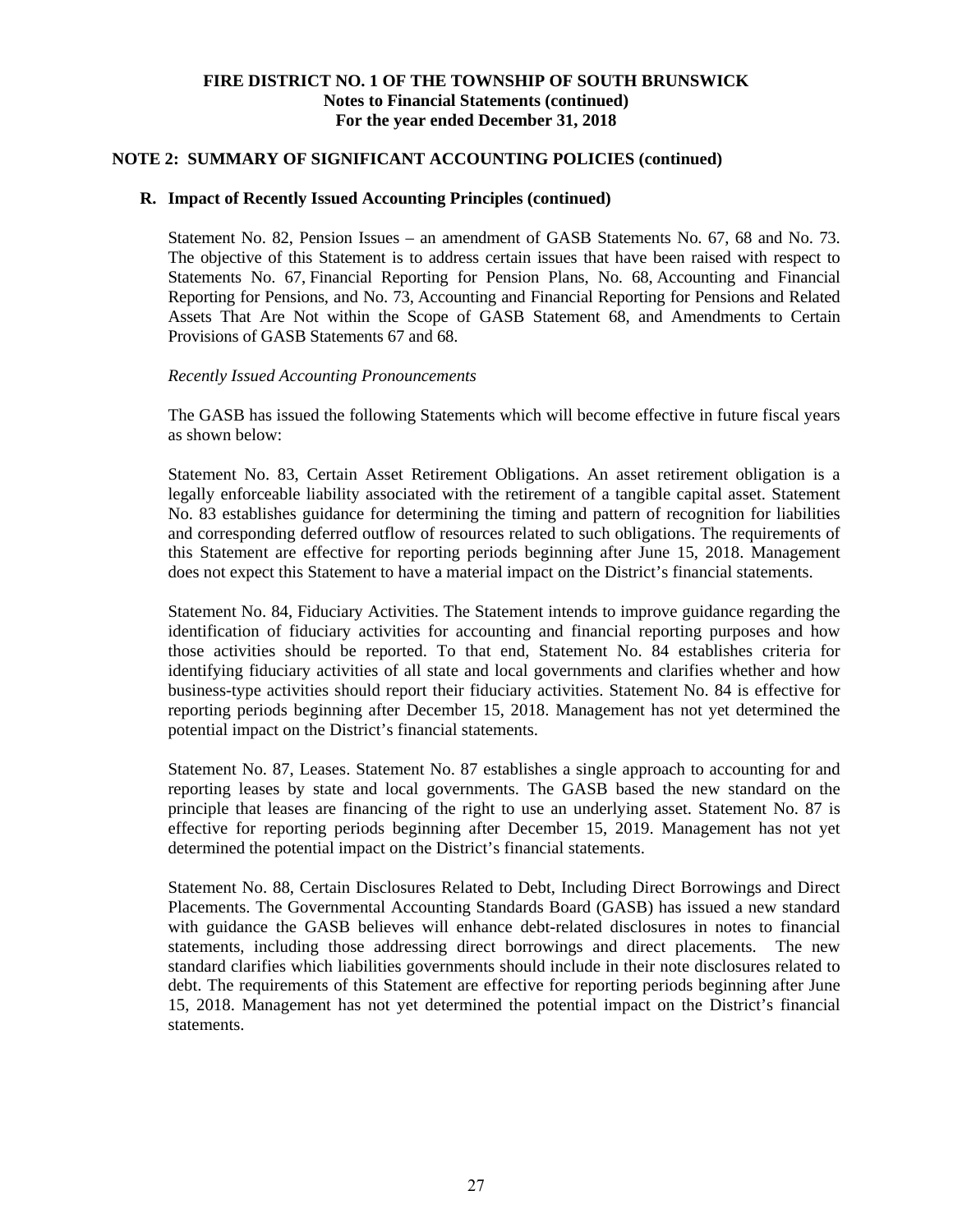**FIRE DISTRICT NO. 1 OF THE TOWNSHIP OF SOUTH BRUNSWICK**
**Notes to Financial Statements (continued)**
**For the year ended December 31, 2018**

## NOTE 2: SUMMARY OF SIGNIFICANT ACCOUNTING POLICIES (continued)

### R. Impact of Recently Issued Accounting Principles (continued)

Statement No. 82, Pension Issues – an amendment of GASB Statements No. 67, 68 and No. 73. The objective of this Statement is to address certain issues that have been raised with respect to Statements No. 67, Financial Reporting for Pension Plans, No. 68, Accounting and Financial Reporting for Pensions, and No. 73, Accounting and Financial Reporting for Pensions and Related Assets That Are Not within the Scope of GASB Statement 68, and Amendments to Certain Provisions of GASB Statements 67 and 68.

*Recently Issued Accounting Pronouncements*

The GASB has issued the following Statements which will become effective in future fiscal years as shown below:

Statement No. 83, Certain Asset Retirement Obligations. An asset retirement obligation is a legally enforceable liability associated with the retirement of a tangible capital asset. Statement No. 83 establishes guidance for determining the timing and pattern of recognition for liabilities and corresponding deferred outflow of resources related to such obligations. The requirements of this Statement are effective for reporting periods beginning after June 15, 2018. Management does not expect this Statement to have a material impact on the District's financial statements.

Statement No. 84, Fiduciary Activities. The Statement intends to improve guidance regarding the identification of fiduciary activities for accounting and financial reporting purposes and how those activities should be reported. To that end, Statement No. 84 establishes criteria for identifying fiduciary activities of all state and local governments and clarifies whether and how business-type activities should report their fiduciary activities. Statement No. 84 is effective for reporting periods beginning after December 15, 2018. Management has not yet determined the potential impact on the District's financial statements.

Statement No. 87, Leases. Statement No. 87 establishes a single approach to accounting for and reporting leases by state and local governments. The GASB based the new standard on the principle that leases are financing of the right to use an underlying asset. Statement No. 87 is effective for reporting periods beginning after December 15, 2019. Management has not yet determined the potential impact on the District's financial statements.

Statement No. 88, Certain Disclosures Related to Debt, Including Direct Borrowings and Direct Placements. The Governmental Accounting Standards Board (GASB) has issued a new standard with guidance the GASB believes will enhance debt-related disclosures in notes to financial statements, including those addressing direct borrowings and direct placements. The new standard clarifies which liabilities governments should include in their note disclosures related to debt. The requirements of this Statement are effective for reporting periods beginning after June 15, 2018. Management has not yet determined the potential impact on the District's financial statements.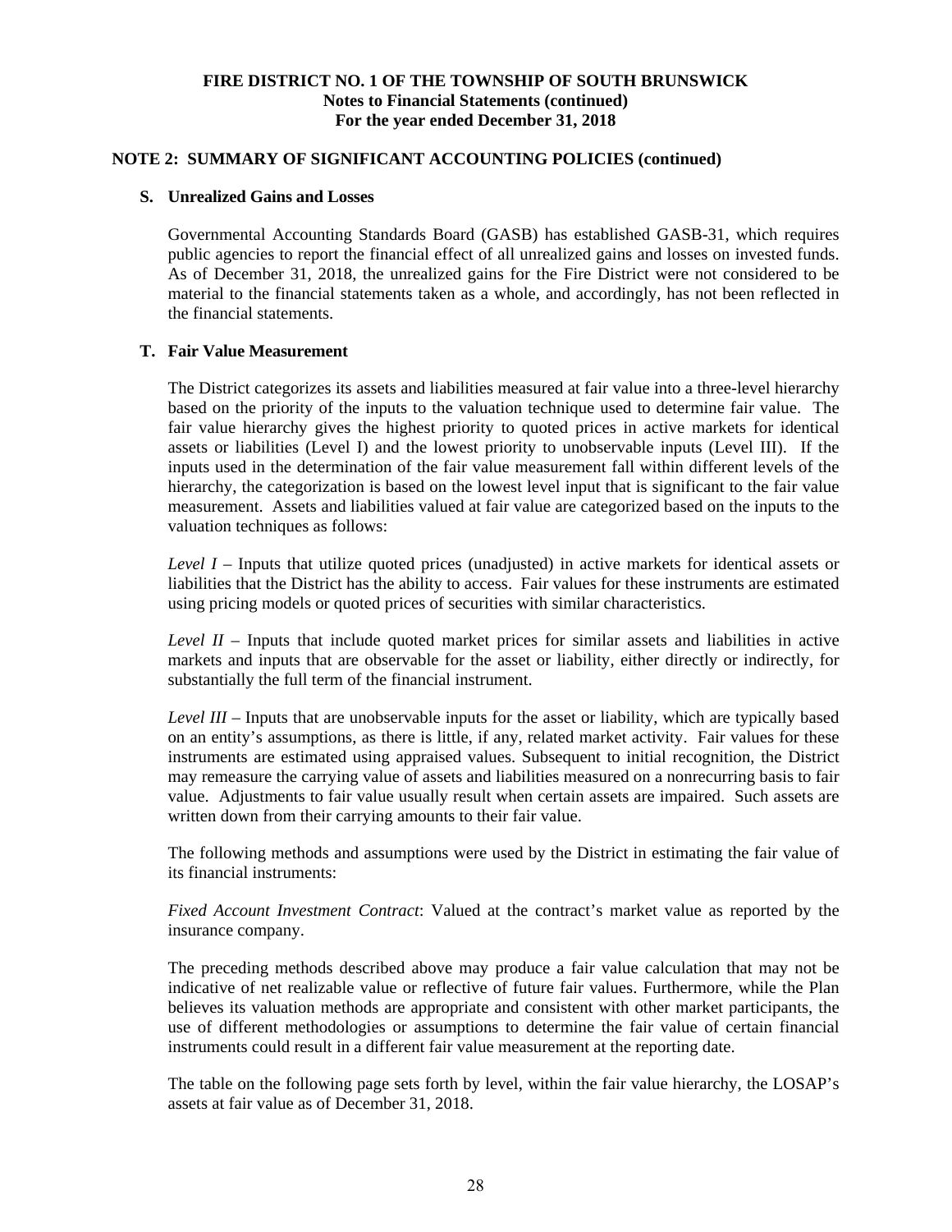**FIRE DISTRICT NO. 1 OF THE TOWNSHIP OF SOUTH BRUNSWICK**
**Notes to Financial Statements (continued)**
**For the year ended December 31, 2018**

## NOTE 2: SUMMARY OF SIGNIFICANT ACCOUNTING POLICIES (continued)

### S. Unrealized Gains and Losses

Governmental Accounting Standards Board (GASB) has established GASB-31, which requires public agencies to report the financial effect of all unrealized gains and losses on invested funds. As of December 31, 2018, the unrealized gains for the Fire District were not considered to be material to the financial statements taken as a whole, and accordingly, has not been reflected in the financial statements.

### T. Fair Value Measurement

The District categorizes its assets and liabilities measured at fair value into a three-level hierarchy based on the priority of the inputs to the valuation technique used to determine fair value. The fair value hierarchy gives the highest priority to quoted prices in active markets for identical assets or liabilities (Level I) and the lowest priority to unobservable inputs (Level III). If the inputs used in the determination of the fair value measurement fall within different levels of the hierarchy, the categorization is based on the lowest level input that is significant to the fair value measurement. Assets and liabilities valued at fair value are categorized based on the inputs to the valuation techniques as follows:

*Level I* – Inputs that utilize quoted prices (unadjusted) in active markets for identical assets or liabilities that the District has the ability to access. Fair values for these instruments are estimated using pricing models or quoted prices of securities with similar characteristics.

*Level II* – Inputs that include quoted market prices for similar assets and liabilities in active markets and inputs that are observable for the asset or liability, either directly or indirectly, for substantially the full term of the financial instrument.

*Level III* – Inputs that are unobservable inputs for the asset or liability, which are typically based on an entity's assumptions, as there is little, if any, related market activity. Fair values for these instruments are estimated using appraised values. Subsequent to initial recognition, the District may remeasure the carrying value of assets and liabilities measured on a nonrecurring basis to fair value. Adjustments to fair value usually result when certain assets are impaired. Such assets are written down from their carrying amounts to their fair value.

The following methods and assumptions were used by the District in estimating the fair value of its financial instruments:

*Fixed Account Investment Contract*: Valued at the contract's market value as reported by the insurance company.

The preceding methods described above may produce a fair value calculation that may not be indicative of net realizable value or reflective of future fair values. Furthermore, while the Plan believes its valuation methods are appropriate and consistent with other market participants, the use of different methodologies or assumptions to determine the fair value of certain financial instruments could result in a different fair value measurement at the reporting date.

The table on the following page sets forth by level, within the fair value hierarchy, the LOSAP's assets at fair value as of December 31, 2018.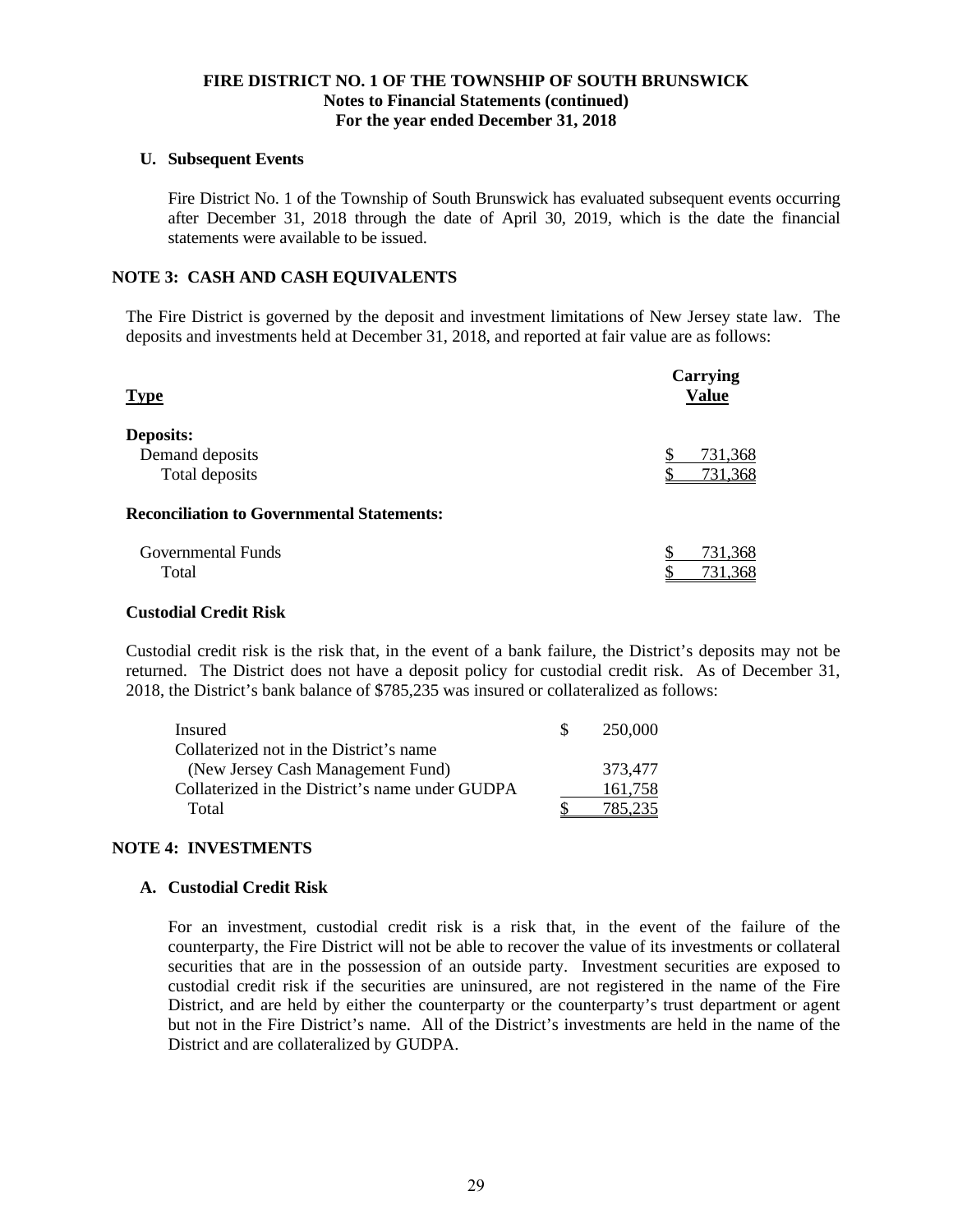**FIRE DISTRICT NO. 1 OF THE TOWNSHIP OF SOUTH BRUNSWICK**
**Notes to Financial Statements (continued)**
**For the year ended December 31, 2018**

**U. Subsequent Events**

Fire District No. 1 of the Township of South Brunswick has evaluated subsequent events occurring after December 31, 2018 through the date of April 30, 2019, which is the date the financial statements were available to be issued.

## NOTE 3: CASH AND CASH EQUIVALENTS

The Fire District is governed by the deposit and investment limitations of New Jersey state law. The deposits and investments held at December 31, 2018, and reported at fair value are as follows:

| Type | Carrying Value |
|---|---|
| **Deposits:** | |
| Demand deposits | $ 731,368 |
| Total deposits | $ 731,368 |
| **Reconciliation to Governmental Statements:** | |
| Governmental Funds | $ 731,368 |
| Total | $ 731,368 |

**Custodial Credit Risk**

Custodial credit risk is the risk that, in the event of a bank failure, the District's deposits may not be returned. The District does not have a deposit policy for custodial credit risk. As of December 31, 2018, the District's bank balance of $785,235 was insured or collateralized as follows:

| | |
|---|---|
| Insured | $ 250,000 |
| Collaterized not in the District's name (New Jersey Cash Management Fund) | 373,477 |
| Collaterized in the District's name under GUDPA | 161,758 |
| Total | $ 785,235 |

## NOTE 4: INVESTMENTS

**A. Custodial Credit Risk**

For an investment, custodial credit risk is a risk that, in the event of the failure of the counterparty, the Fire District will not be able to recover the value of its investments or collateral securities that are in the possession of an outside party. Investment securities are exposed to custodial credit risk if the securities are uninsured, are not registered in the name of the Fire District, and are held by either the counterparty or the counterparty's trust department or agent but not in the Fire District's name. All of the District's investments are held in the name of the District and are collateralized by GUDPA.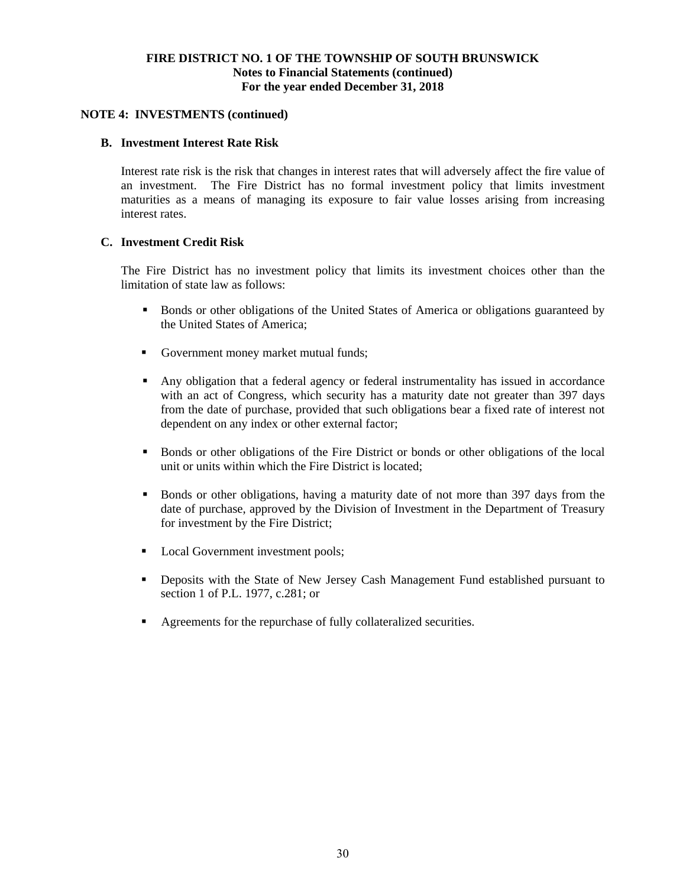## NOTE 4: INVESTMENTS (continued)

### B. Investment Interest Rate Risk

Interest rate risk is the risk that changes in interest rates that will adversely affect the fire value of an investment. The Fire District has no formal investment policy that limits investment maturities as a means of managing its exposure to fair value losses arising from increasing interest rates.

### C. Investment Credit Risk

The Fire District has no investment policy that limits its investment choices other than the limitation of state law as follows:

- Bonds or other obligations of the United States of America or obligations guaranteed by the United States of America;
- Government money market mutual funds;
- Any obligation that a federal agency or federal instrumentality has issued in accordance with an act of Congress, which security has a maturity date not greater than 397 days from the date of purchase, provided that such obligations bear a fixed rate of interest not dependent on any index or other external factor;
- Bonds or other obligations of the Fire District or bonds or other obligations of the local unit or units within which the Fire District is located;
- Bonds or other obligations, having a maturity date of not more than 397 days from the date of purchase, approved by the Division of Investment in the Department of Treasury for investment by the Fire District;
- Local Government investment pools;
- Deposits with the State of New Jersey Cash Management Fund established pursuant to section 1 of P.L. 1977, c.281; or
- Agreements for the repurchase of fully collateralized securities.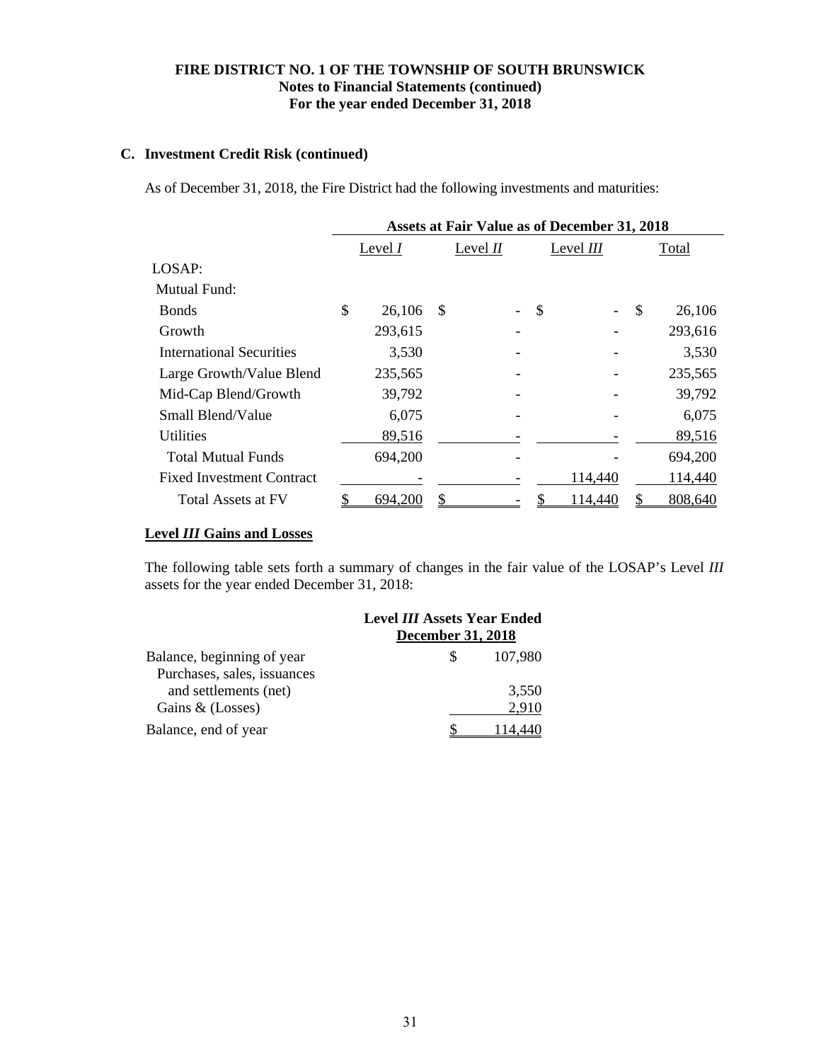**FIRE DISTRICT NO. 1 OF THE TOWNSHIP OF SOUTH BRUNSWICK**
**Notes to Financial Statements (continued)**
**For the year ended December 31, 2018**

### C. Investment Credit Risk (continued)

As of December 31, 2018, the Fire District had the following investments and maturities:

| | Assets at Fair Value as of December 31, 2018 | | | |
|---|---|---|---|---|
| | Level *I* | Level *II* | Level *III* | Total |
| LOSAP: | | | | |
| Mutual Fund: | | | | |
| Bonds | $ 26,106 | $ - | $ - | $ 26,106 |
| Growth | 293,615 | - | - | 293,616 |
| International Securities | 3,530 | - | - | 3,530 |
| Large Growth/Value Blend | 235,565 | - | - | 235,565 |
| Mid-Cap Blend/Growth | 39,792 | - | - | 39,792 |
| Small Blend/Value | 6,075 | - | - | 6,075 |
| Utilities | 89,516 | - | - | 89,516 |
| Total Mutual Funds | 694,200 | - | - | 694,200 |
| Fixed Investment Contract | - | - | 114,440 | 114,440 |
| Total Assets at FV | $ 694,200 | $ - | $ 114,440 | $ 808,640 |

**Level *III* Gains and Losses**

The following table sets forth a summary of changes in the fair value of the LOSAP's Level *III* assets for the year ended December 31, 2018:

| | Level *III* Assets Year Ended December 31, 2018 |
|---|---|
| Balance, beginning of year | $ 107,980 |
| Purchases, sales, issuances and settlements (net) | 3,550 |
| Gains & (Losses) | 2,910 |
| Balance, end of year | $ 114,440 |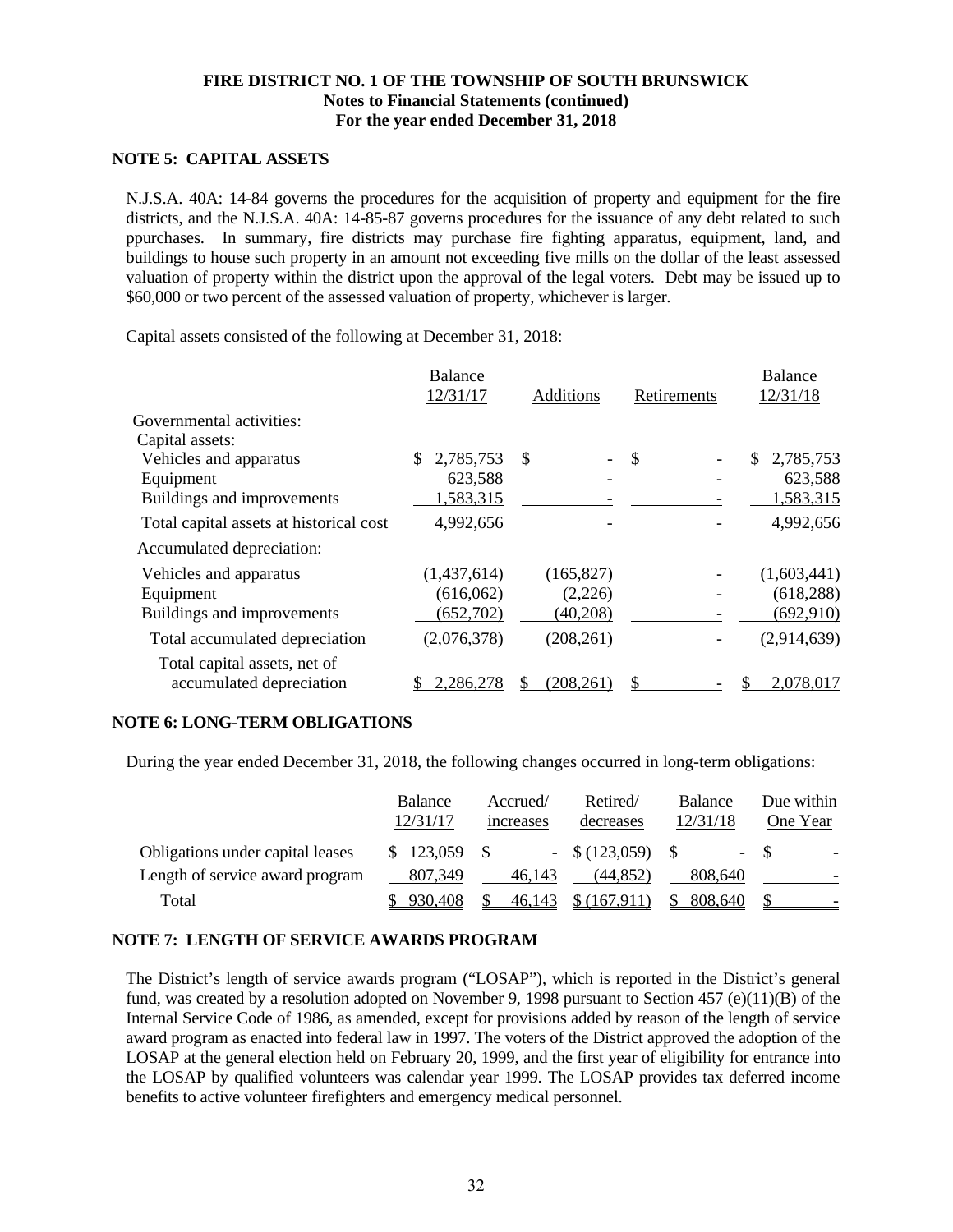**FIRE DISTRICT NO. 1 OF THE TOWNSHIP OF SOUTH BRUNSWICK**
**Notes to Financial Statements (continued)**
**For the year ended December 31, 2018**

## NOTE 5: CAPITAL ASSETS

N.J.S.A. 40A: 14-84 governs the procedures for the acquisition of property and equipment for the fire districts, and the N.J.S.A. 40A: 14-85-87 governs procedures for the issuance of any debt related to such ppurchases. In summary, fire districts may purchase fire fighting apparatus, equipment, land, and buildings to house such property in an amount not exceeding five mills on the dollar of the least assessed valuation of property within the district upon the approval of the legal voters. Debt may be issued up to $60,000 or two percent of the assessed valuation of property, whichever is larger.

Capital assets consisted of the following at December 31, 2018:

| | Balance 12/31/17 | Additions | Retirements | Balance 12/31/18 |
|---|---|---|---|---|
| Governmental activities: | | | | |
| Capital assets: | | | | |
| Vehicles and apparatus | $ 2,785,753 | $ - | $ - | $ 2,785,753 |
| Equipment | 623,588 | - | - | 623,588 |
| Buildings and improvements | 1,583,315 | - | - | 1,583,315 |
| Total capital assets at historical cost | 4,992,656 | - | - | 4,992,656 |
| Accumulated depreciation: | | | | |
| Vehicles and apparatus | (1,437,614) | (165,827) | - | (1,603,441) |
| Equipment | (616,062) | (2,226) | - | (618,288) |
| Buildings and improvements | (652,702) | (40,208) | - | (692,910) |
| Total accumulated depreciation | (2,076,378) | (208,261) | - | (2,914,639) |
| Total capital assets, net of accumulated depreciation | $ 2,286,278 | $ (208,261) | $ - | $ 2,078,017 |

## NOTE 6: LONG-TERM OBLIGATIONS

During the year ended December 31, 2018, the following changes occurred in long-term obligations:

| | Balance 12/31/17 | Accrued/ increases | Retired/ decreases | Balance 12/31/18 | Due within One Year |
|---|---|---|---|---|---|
| Obligations under capital leases | $ 123,059 | $ - | $ (123,059) | $ - | $ - |
| Length of service award program | 807,349 | 46,143 | (44,852) | 808,640 | - |
| Total | $ 930,408 | $ 46,143 | $ (167,911) | $ 808,640 | $ - |

## NOTE 7: LENGTH OF SERVICE AWARDS PROGRAM

The District's length of service awards program ("LOSAP"), which is reported in the District's general fund, was created by a resolution adopted on November 9, 1998 pursuant to Section 457 (e)(11)(B) of the Internal Service Code of 1986, as amended, except for provisions added by reason of the length of service award program as enacted into federal law in 1997. The voters of the District approved the adoption of the LOSAP at the general election held on February 20, 1999, and the first year of eligibility for entrance into the LOSAP by qualified volunteers was calendar year 1999. The LOSAP provides tax deferred income benefits to active volunteer firefighters and emergency medical personnel.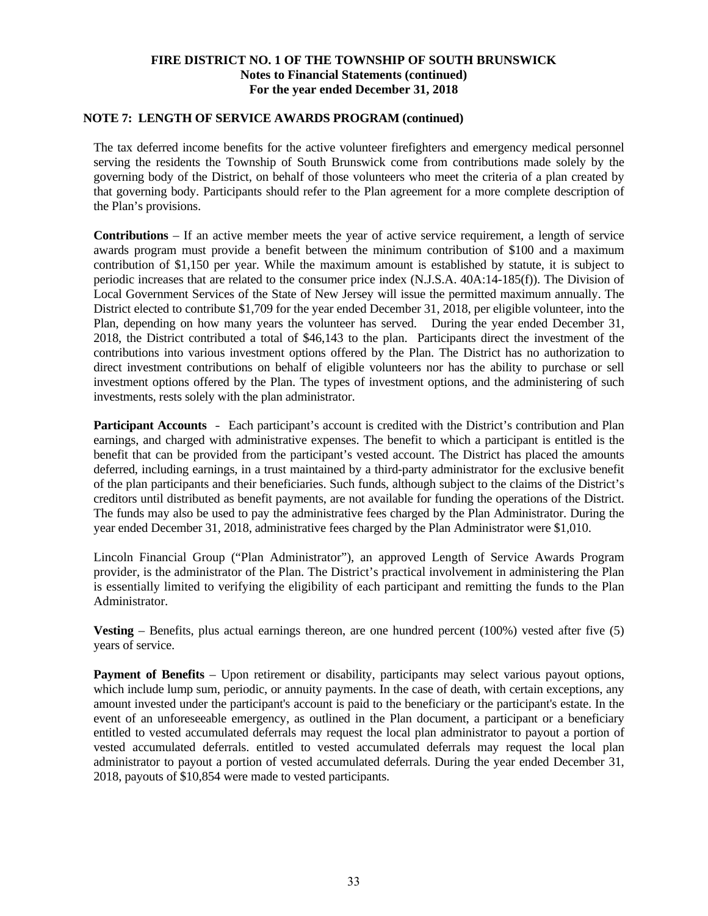**FIRE DISTRICT NO. 1 OF THE TOWNSHIP OF SOUTH BRUNSWICK**
**Notes to Financial Statements (continued)**
**For the year ended December 31, 2018**

## NOTE 7: LENGTH OF SERVICE AWARDS PROGRAM (continued)

The tax deferred income benefits for the active volunteer firefighters and emergency medical personnel serving the residents the Township of South Brunswick come from contributions made solely by the governing body of the District, on behalf of those volunteers who meet the criteria of a plan created by that governing body. Participants should refer to the Plan agreement for a more complete description of the Plan's provisions.

**Contributions** – If an active member meets the year of active service requirement, a length of service awards program must provide a benefit between the minimum contribution of $100 and a maximum contribution of $1,150 per year. While the maximum amount is established by statute, it is subject to periodic increases that are related to the consumer price index (N.J.S.A. 40A:14-185(f)). The Division of Local Government Services of the State of New Jersey will issue the permitted maximum annually. The District elected to contribute $1,709 for the year ended December 31, 2018, per eligible volunteer, into the Plan, depending on how many years the volunteer has served. During the year ended December 31, 2018, the District contributed a total of $46,143 to the plan. Participants direct the investment of the contributions into various investment options offered by the Plan. The District has no authorization to direct investment contributions on behalf of eligible volunteers nor has the ability to purchase or sell investment options offered by the Plan. The types of investment options, and the administering of such investments, rests solely with the plan administrator.

**Participant Accounts** - Each participant's account is credited with the District's contribution and Plan earnings, and charged with administrative expenses. The benefit to which a participant is entitled is the benefit that can be provided from the participant's vested account. The District has placed the amounts deferred, including earnings, in a trust maintained by a third-party administrator for the exclusive benefit of the plan participants and their beneficiaries. Such funds, although subject to the claims of the District's creditors until distributed as benefit payments, are not available for funding the operations of the District. The funds may also be used to pay the administrative fees charged by the Plan Administrator. During the year ended December 31, 2018, administrative fees charged by the Plan Administrator were $1,010.

Lincoln Financial Group ("Plan Administrator"), an approved Length of Service Awards Program provider, is the administrator of the Plan. The District's practical involvement in administering the Plan is essentially limited to verifying the eligibility of each participant and remitting the funds to the Plan Administrator.

**Vesting** – Benefits, plus actual earnings thereon, are one hundred percent (100%) vested after five (5) years of service.

**Payment of Benefits** – Upon retirement or disability, participants may select various payout options, which include lump sum, periodic, or annuity payments. In the case of death, with certain exceptions, any amount invested under the participant's account is paid to the beneficiary or the participant's estate. In the event of an unforeseeable emergency, as outlined in the Plan document, a participant or a beneficiary entitled to vested accumulated deferrals may request the local plan administrator to payout a portion of vested accumulated deferrals. entitled to vested accumulated deferrals may request the local plan administrator to payout a portion of vested accumulated deferrals. During the year ended December 31, 2018, payouts of $10,854 were made to vested participants.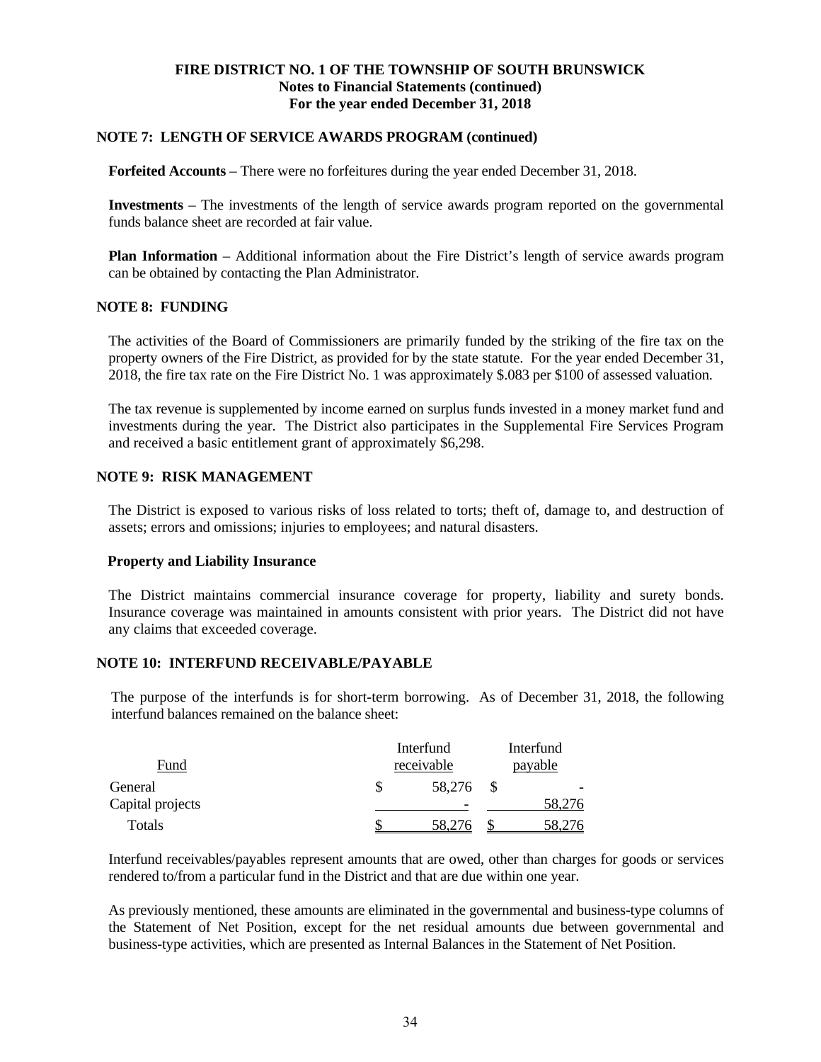**FIRE DISTRICT NO. 1 OF THE TOWNSHIP OF SOUTH BRUNSWICK**
**Notes to Financial Statements (continued)**
**For the year ended December 31, 2018**

## NOTE 7: LENGTH OF SERVICE AWARDS PROGRAM (continued)

**Forfeited Accounts** – There were no forfeitures during the year ended December 31, 2018.

**Investments** – The investments of the length of service awards program reported on the governmental funds balance sheet are recorded at fair value.

**Plan Information** – Additional information about the Fire District's length of service awards program can be obtained by contacting the Plan Administrator.

## NOTE 8: FUNDING

The activities of the Board of Commissioners are primarily funded by the striking of the fire tax on the property owners of the Fire District, as provided for by the state statute. For the year ended December 31, 2018, the fire tax rate on the Fire District No. 1 was approximately $.083 per $100 of assessed valuation.

The tax revenue is supplemented by income earned on surplus funds invested in a money market fund and investments during the year. The District also participates in the Supplemental Fire Services Program and received a basic entitlement grant of approximately $6,298.

## NOTE 9: RISK MANAGEMENT

The District is exposed to various risks of loss related to torts; theft of, damage to, and destruction of assets; errors and omissions; injuries to employees; and natural disasters.

### Property and Liability Insurance

The District maintains commercial insurance coverage for property, liability and surety bonds. Insurance coverage was maintained in amounts consistent with prior years. The District did not have any claims that exceeded coverage.

## NOTE 10: INTERFUND RECEIVABLE/PAYABLE

The purpose of the interfunds is for short-term borrowing. As of December 31, 2018, the following interfund balances remained on the balance sheet:

| Fund | Interfund receivable | Interfund payable |
|---|---|---|
| General | $ 58,276 | $ - |
| Capital projects | - | 58,276 |
| Totals | $ 58,276 | $ 58,276 |

Interfund receivables/payables represent amounts that are owed, other than charges for goods or services rendered to/from a particular fund in the District and that are due within one year.

As previously mentioned, these amounts are eliminated in the governmental and business-type columns of the Statement of Net Position, except for the net residual amounts due between governmental and business-type activities, which are presented as Internal Balances in the Statement of Net Position.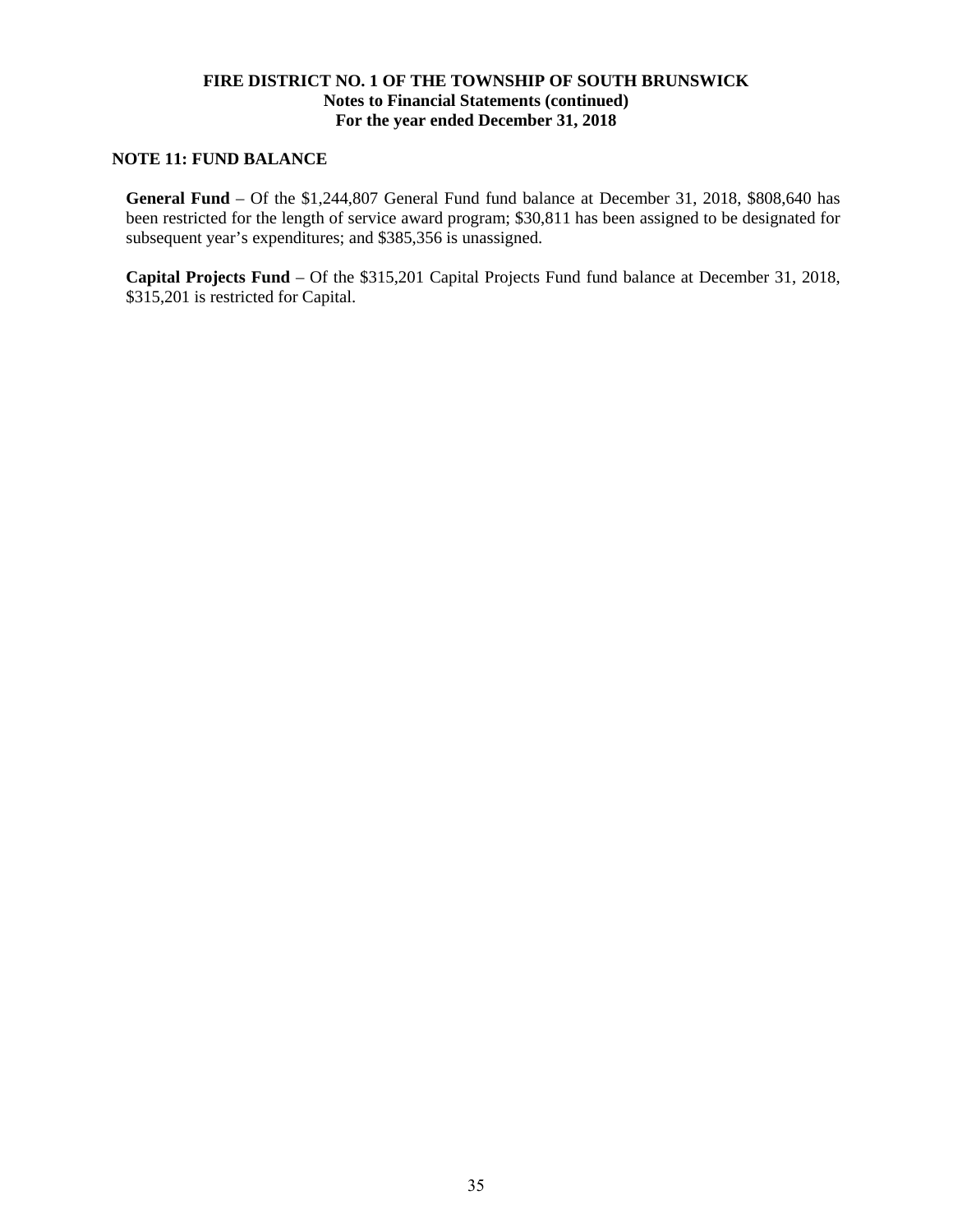## NOTE 11: FUND BALANCE

**General Fund** – Of the $1,244,807 General Fund fund balance at December 31, 2018, $808,640 has been restricted for the length of service award program; $30,811 has been assigned to be designated for subsequent year's expenditures; and $385,356 is unassigned.

**Capital Projects Fund** – Of the $315,201 Capital Projects Fund fund balance at December 31, 2018, $315,201 is restricted for Capital.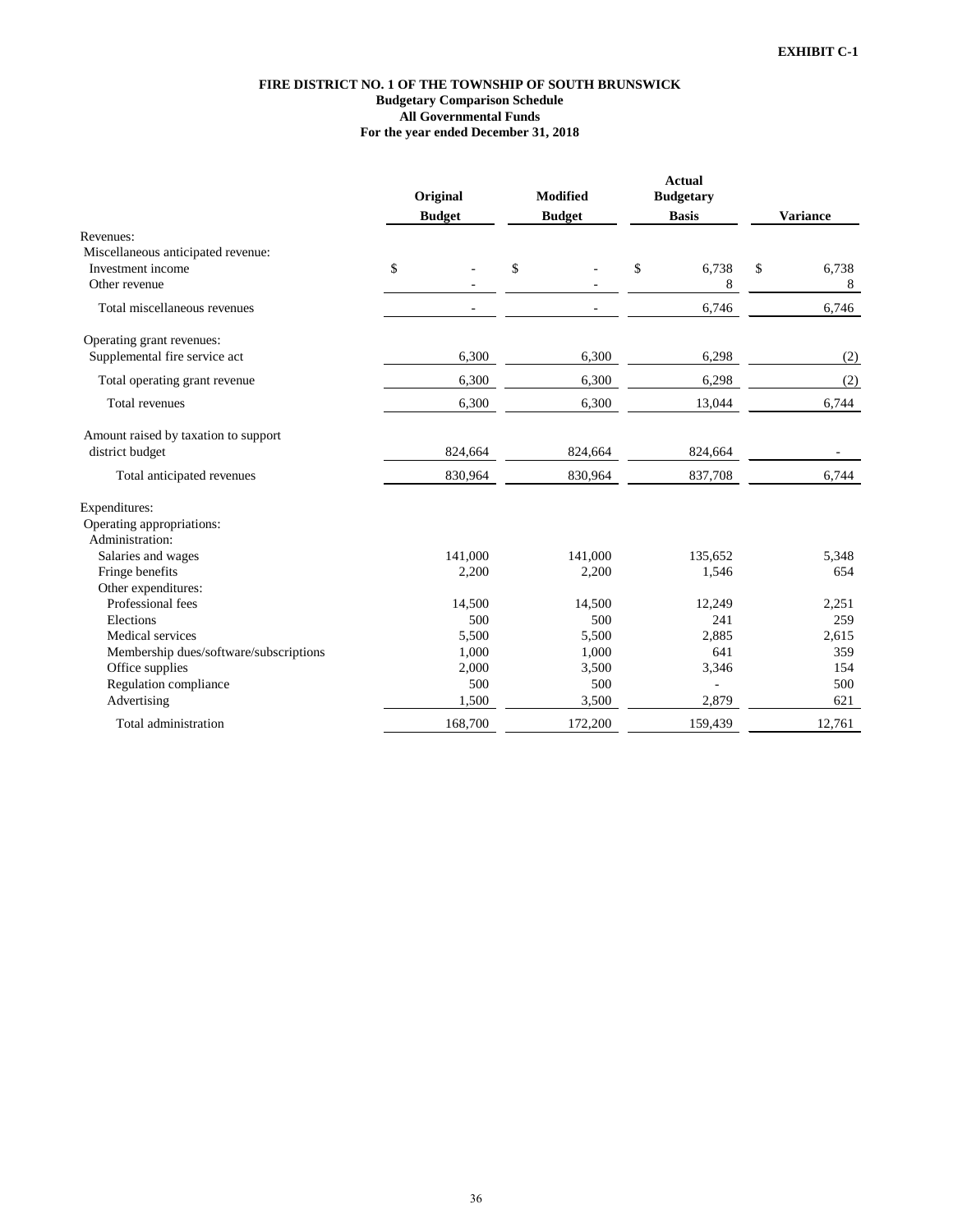**EXHIBIT C-1**

**FIRE DISTRICT NO. 1 OF THE TOWNSHIP OF SOUTH BRUNSWICK**
**Budgetary Comparison Schedule**
**All Governmental Funds**
**For the year ended December 31, 2018**

| | Original Budget | Modified Budget | Actual Budgetary Basis | Variance |
|---|---|---|---|---|
| Revenues: | | | | |
| Miscellaneous anticipated revenue: | | | | |
| Investment income | $ - | $ - | $ 6,738 | $ 6,738 |
| Other revenue | - | - | 8 | 8 |
| Total miscellaneous revenues | - | - | 6,746 | 6,746 |
| Operating grant revenues: | | | | |
| Supplemental fire service act | 6,300 | 6,300 | 6,298 | (2) |
| Total operating grant revenue | 6,300 | 6,300 | 6,298 | (2) |
| Total revenues | 6,300 | 6,300 | 13,044 | 6,744 |
| Amount raised by taxation to support district budget | 824,664 | 824,664 | 824,664 | - |
| Total anticipated revenues | 830,964 | 830,964 | 837,708 | 6,744 |
| Expenditures: | | | | |
| Operating appropriations: | | | | |
| Administration: | | | | |
| Salaries and wages | 141,000 | 141,000 | 135,652 | 5,348 |
| Fringe benefits | 2,200 | 2,200 | 1,546 | 654 |
| Other expenditures: | | | | |
| Professional fees | 14,500 | 14,500 | 12,249 | 2,251 |
| Elections | 500 | 500 | 241 | 259 |
| Medical services | 5,500 | 5,500 | 2,885 | 2,615 |
| Membership dues/software/subscriptions | 1,000 | 1,000 | 641 | 359 |
| Office supplies | 2,000 | 3,500 | 3,346 | 154 |
| Regulation compliance | 500 | 500 | - | 500 |
| Advertising | 1,500 | 3,500 | 2,879 | 621 |
| Total administration | 168,700 | 172,200 | 159,439 | 12,761 |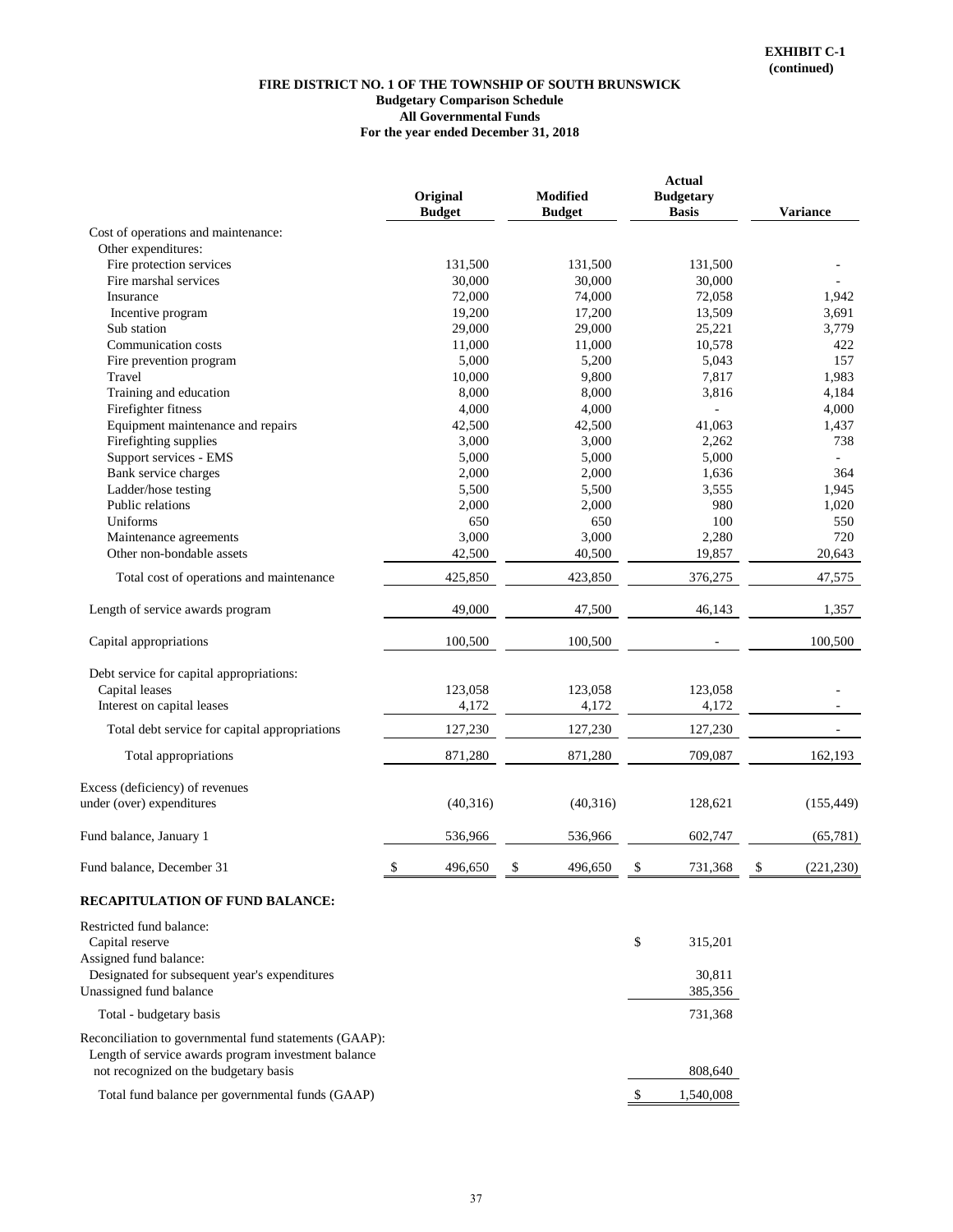**EXHIBIT C-1**
**(continued)**

## FIRE DISTRICT NO. 1 OF THE TOWNSHIP OF SOUTH BRUNSWICK
### Budgetary Comparison Schedule
### All Governmental Funds
### For the year ended December 31, 2018

| | Original Budget | Modified Budget | Actual Budgetary Basis | Variance |
|---|---|---|---|---|
| Cost of operations and maintenance: | | | | |
| Other expenditures: | | | | |
| Fire protection services | 131,500 | 131,500 | 131,500 | - |
| Fire marshal services | 30,000 | 30,000 | 30,000 | - |
| Insurance | 72,000 | 74,000 | 72,058 | 1,942 |
| Incentive program | 19,200 | 17,200 | 13,509 | 3,691 |
| Sub station | 29,000 | 29,000 | 25,221 | 3,779 |
| Communication costs | 11,000 | 11,000 | 10,578 | 422 |
| Fire prevention program | 5,000 | 5,200 | 5,043 | 157 |
| Travel | 10,000 | 9,800 | 7,817 | 1,983 |
| Training and education | 8,000 | 8,000 | 3,816 | 4,184 |
| Firefighter fitness | 4,000 | 4,000 | - | 4,000 |
| Equipment maintenance and repairs | 42,500 | 42,500 | 41,063 | 1,437 |
| Firefighting supplies | 3,000 | 3,000 | 2,262 | 738 |
| Support services - EMS | 5,000 | 5,000 | 5,000 | - |
| Bank service charges | 2,000 | 2,000 | 1,636 | 364 |
| Ladder/hose testing | 5,500 | 5,500 | 3,555 | 1,945 |
| Public relations | 2,000 | 2,000 | 980 | 1,020 |
| Uniforms | 650 | 650 | 100 | 550 |
| Maintenance agreements | 3,000 | 3,000 | 2,280 | 720 |
| Other non-bondable assets | 42,500 | 40,500 | 19,857 | 20,643 |
| Total cost of operations and maintenance | 425,850 | 423,850 | 376,275 | 47,575 |
| Length of service awards program | 49,000 | 47,500 | 46,143 | 1,357 |
| Capital appropriations | 100,500 | 100,500 | - | 100,500 |
| Debt service for capital appropriations: | | | | |
| Capital leases | 123,058 | 123,058 | 123,058 | - |
| Interest on capital leases | 4,172 | 4,172 | 4,172 | - |
| Total debt service for capital appropriations | 127,230 | 127,230 | 127,230 | - |
| Total appropriations | 871,280 | 871,280 | 709,087 | 162,193 |
| Excess (deficiency) of revenues under (over) expenditures | (40,316) | (40,316) | 128,621 | (155,449) |
| Fund balance, January 1 | 536,966 | 536,966 | 602,747 | (65,781) |
| Fund balance, December 31 | $ 496,650 | $ 496,650 | $ 731,368 | $ (221,230) |

**RECAPITULATION OF FUND BALANCE:**

| | |
|---|---|
| Restricted fund balance: | |
| Capital reserve | $ 315,201 |
| Assigned fund balance: | |
| Designated for subsequent year's expenditures | 30,811 |
| Unassigned fund balance | 385,356 |
| Total - budgetary basis | 731,368 |
| Reconciliation to governmental fund statements (GAAP): | |
| Length of service awards program investment balance not recognized on the budgetary basis | 808,640 |
| Total fund balance per governmental funds (GAAP) | $ 1,540,008 |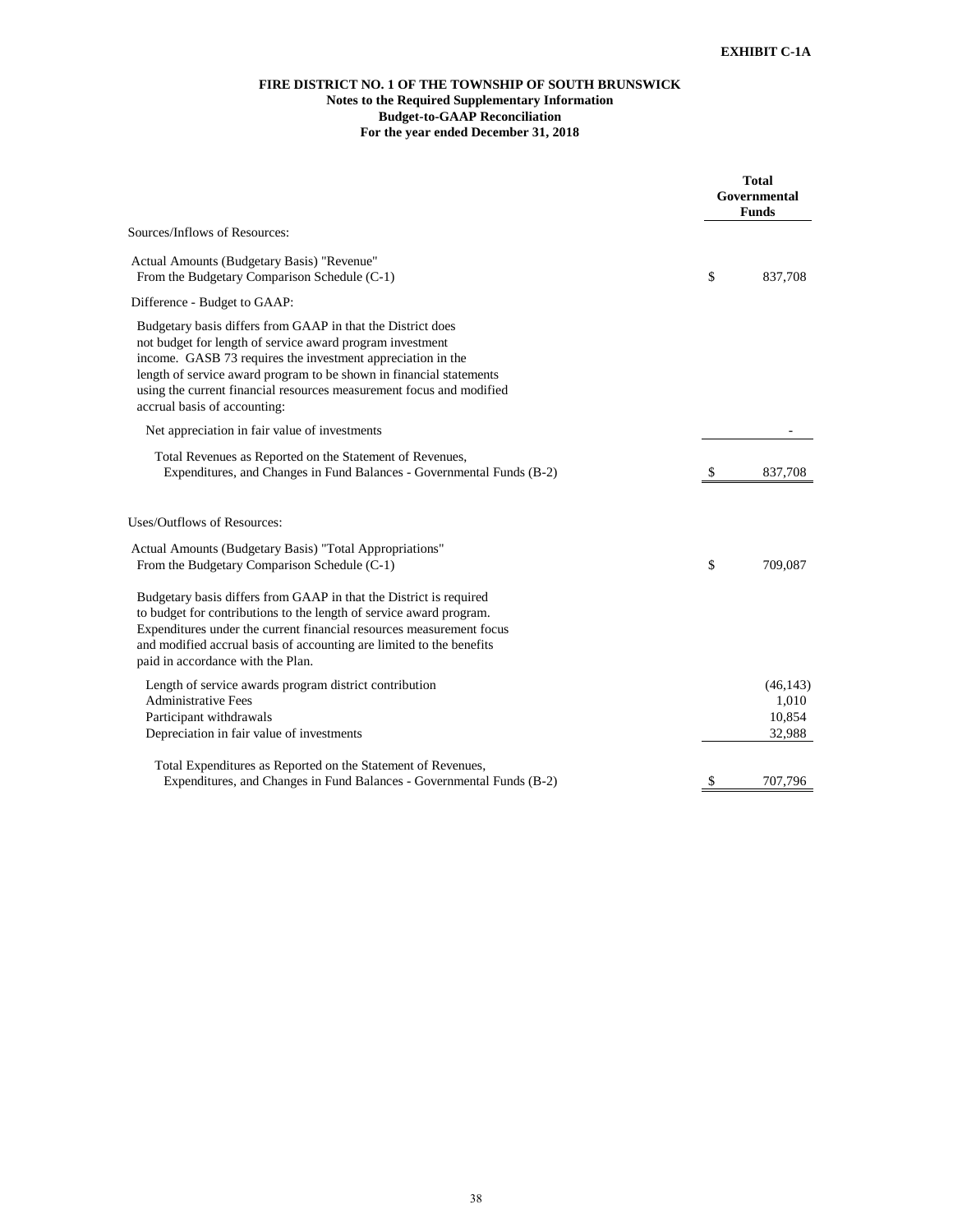**EXHIBIT C-1A**

# FIRE DISTRICT NO. 1 OF THE TOWNSHIP OF SOUTH BRUNSWICK
## Notes to the Required Supplementary Information
## Budget-to-GAAP Reconciliation
## For the year ended December 31, 2018

| | Total Governmental Funds |
|---|---|
| Sources/Inflows of Resources: | |
| Actual Amounts (Budgetary Basis) "Revenue" From the Budgetary Comparison Schedule (C-1) | $ 837,708 |
| Difference - Budget to GAAP: | |
| Budgetary basis differs from GAAP in that the District does not budget for length of service award program investment income. GASB 73 requires the investment appreciation in the length of service award program to be shown in financial statements using the current financial resources measurement focus and modified accrual basis of accounting: | |
| Net appreciation in fair value of investments | - |
| Total Revenues as Reported on the Statement of Revenues, Expenditures, and Changes in Fund Balances - Governmental Funds (B-2) | $ 837,708 |
| | |
| Uses/Outflows of Resources: | |
| Actual Amounts (Budgetary Basis) "Total Appropriations" From the Budgetary Comparison Schedule (C-1) | $ 709,087 |
| Budgetary basis differs from GAAP in that the District is required to budget for contributions to the length of service award program. Expenditures under the current financial resources measurement focus and modified accrual basis of accounting are limited to the benefits paid in accordance with the Plan. | |
| Length of service awards program district contribution | (46,143) |
| Administrative Fees | 1,010 |
| Participant withdrawals | 10,854 |
| Depreciation in fair value of investments | 32,988 |
| Total Expenditures as Reported on the Statement of Revenues, Expenditures, and Changes in Fund Balances - Governmental Funds (B-2) | $ 707,796 |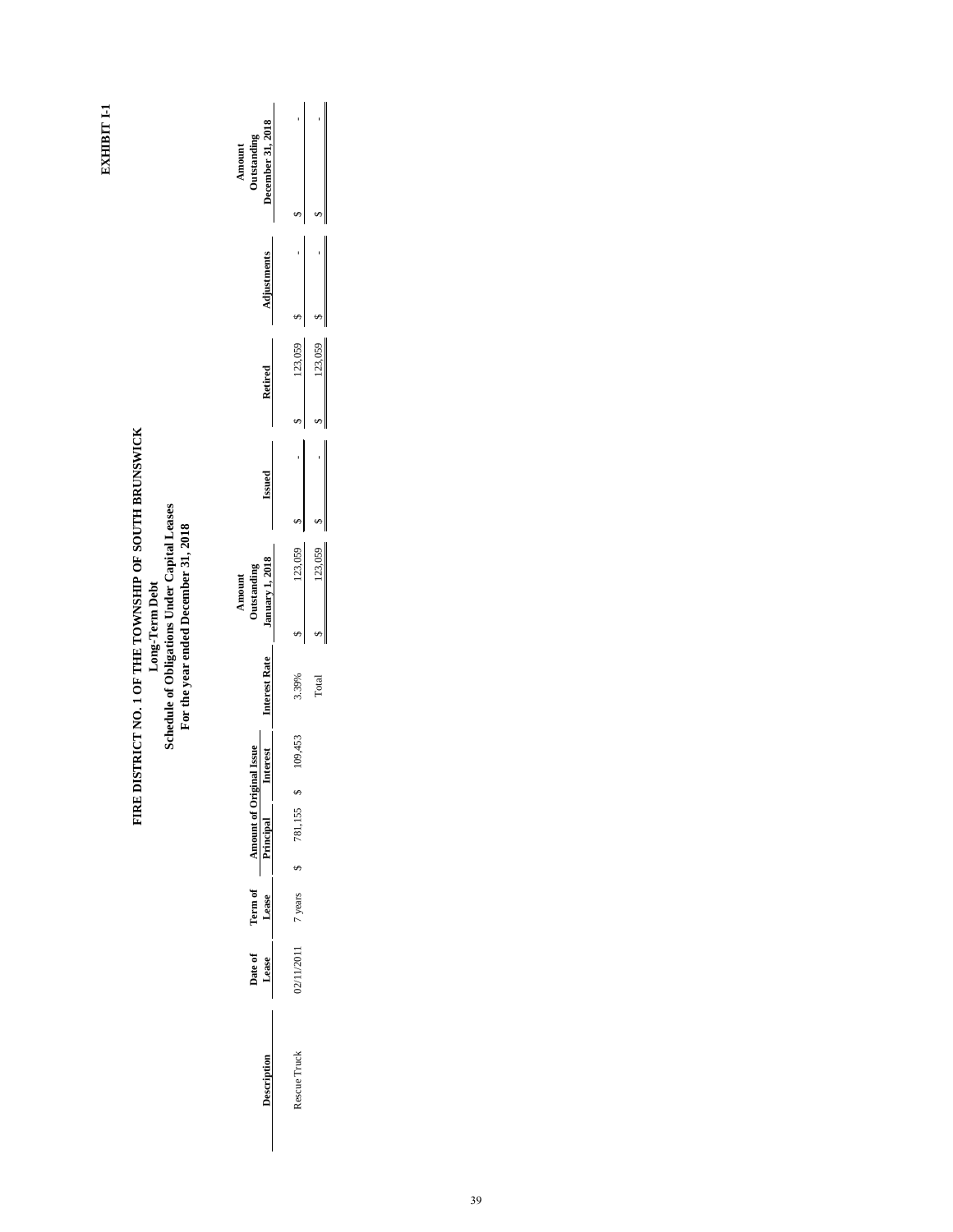**EXHIBIT I-1**

# FIRE DISTRICT NO. 1 OF THE TOWNSHIP OF SOUTH BRUNSWICK

## Long-Term Debt

## Schedule of Obligations Under Capital Leases

### For the year ended December 31, 2018

| Description | Date of Lease | Term of Lease | Amount of Original Issue | | Interest Rate | Amount Outstanding January 1, 2018 | Issued | Retired | Adjustments | Amount Outstanding December 31, 2018 |
|---|---|---|---|---|---|---|---|---|---|---|
| | | | Principal | Interest | | | | | | |
| Rescue Truck | 02/11/2011 | 7 years | $ 781,155 | $ 109,453 | 3.39% | $ 123,059 | $ - | $ 123,059 | $ - | $ - |
| | | | | | Total | $ 123,059 | $ - | $ 123,059 | $ - | $ - |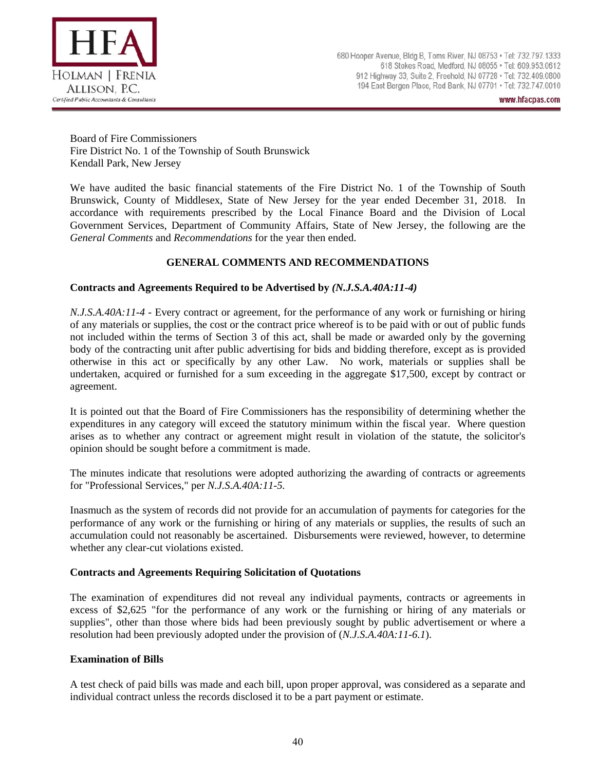HFA

HOLMAN | FRENIA ALLISON, P.C.

*Certified Public Accountants & Consultants*

680 Hooper Avenue, Bldg B, Toms River, NJ 08753 • Tel: 732.797.1333
618 Stokes Road, Medford, NJ 08055 • Tel: 609.953.0612
912 Highway 33, Suite 2, Freehold, NJ 07728 • Tel: 732.409.0800
194 East Bergen Place, Red Bank, NJ 07701 • Tel: 732.747.0010
www.hfacpas.com

Board of Fire Commissioners
Fire District No. 1 of the Township of South Brunswick
Kendall Park, New Jersey

We have audited the basic financial statements of the Fire District No. 1 of the Township of South Brunswick, County of Middlesex, State of New Jersey for the year ended December 31, 2018. In accordance with requirements prescribed by the Local Finance Board and the Division of Local Government Services, Department of Community Affairs, State of New Jersey, the following are the *General Comments* and *Recommendations* for the year then ended.

## GENERAL COMMENTS AND RECOMMENDATIONS

### Contracts and Agreements Required to be Advertised by *(N.J.S.A.40A:11-4)*

*N.J.S.A.40A:11-4* - Every contract or agreement, for the performance of any work or furnishing or hiring of any materials or supplies, the cost or the contract price whereof is to be paid with or out of public funds not included within the terms of Section 3 of this act, shall be made or awarded only by the governing body of the contracting unit after public advertising for bids and bidding therefore, except as is provided otherwise in this act or specifically by any other Law. No work, materials or supplies shall be undertaken, acquired or furnished for a sum exceeding in the aggregate $17,500, except by contract or agreement.

It is pointed out that the Board of Fire Commissioners has the responsibility of determining whether the expenditures in any category will exceed the statutory minimum within the fiscal year. Where question arises as to whether any contract or agreement might result in violation of the statute, the solicitor's opinion should be sought before a commitment is made.

The minutes indicate that resolutions were adopted authorizing the awarding of contracts or agreements for "Professional Services," per *N.J.S.A.40A:11-5.*

Inasmuch as the system of records did not provide for an accumulation of payments for categories for the performance of any work or the furnishing or hiring of any materials or supplies, the results of such an accumulation could not reasonably be ascertained. Disbursements were reviewed, however, to determine whether any clear-cut violations existed.

### Contracts and Agreements Requiring Solicitation of Quotations

The examination of expenditures did not reveal any individual payments, contracts or agreements in excess of $2,625 "for the performance of any work or the furnishing or hiring of any materials or supplies", other than those where bids had been previously sought by public advertisement or where a resolution had been previously adopted under the provision of (*N.J.S.A.40A:11-6.1*).

### Examination of Bills

A test check of paid bills was made and each bill, upon proper approval, was considered as a separate and individual contract unless the records disclosed it to be a part payment or estimate.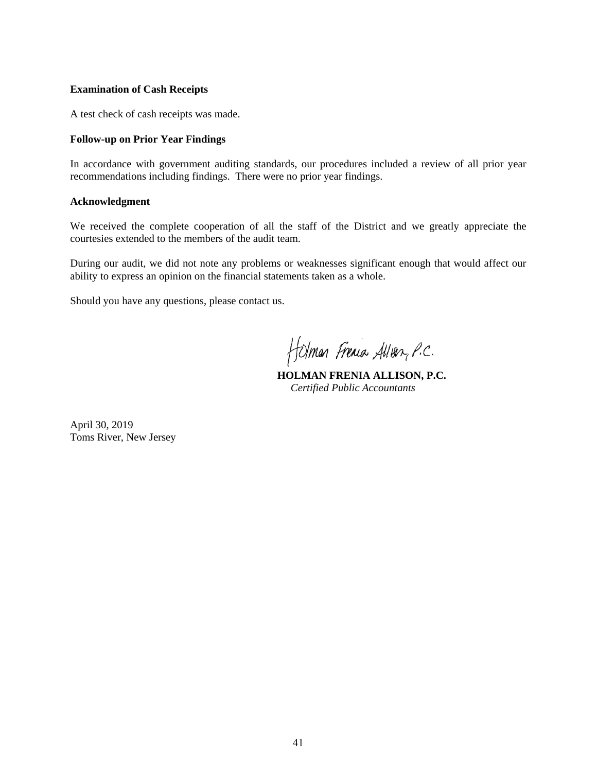**Examination of Cash Receipts**

A test check of cash receipts was made.

**Follow-up on Prior Year Findings**

In accordance with government auditing standards, our procedures included a review of all prior year recommendations including findings. There were no prior year findings.

**Acknowledgment**

We received the complete cooperation of all the staff of the District and we greatly appreciate the courtesies extended to the members of the audit team.

During our audit, we did not note any problems or weaknesses significant enough that would affect our ability to express an opinion on the financial statements taken as a whole.

Should you have any questions, please contact us.

Holman Frenia Allison, P.C.

**HOLMAN FRENIA ALLISON, P.C.**
*Certified Public Accountants*

April 30, 2019
Toms River, New Jersey